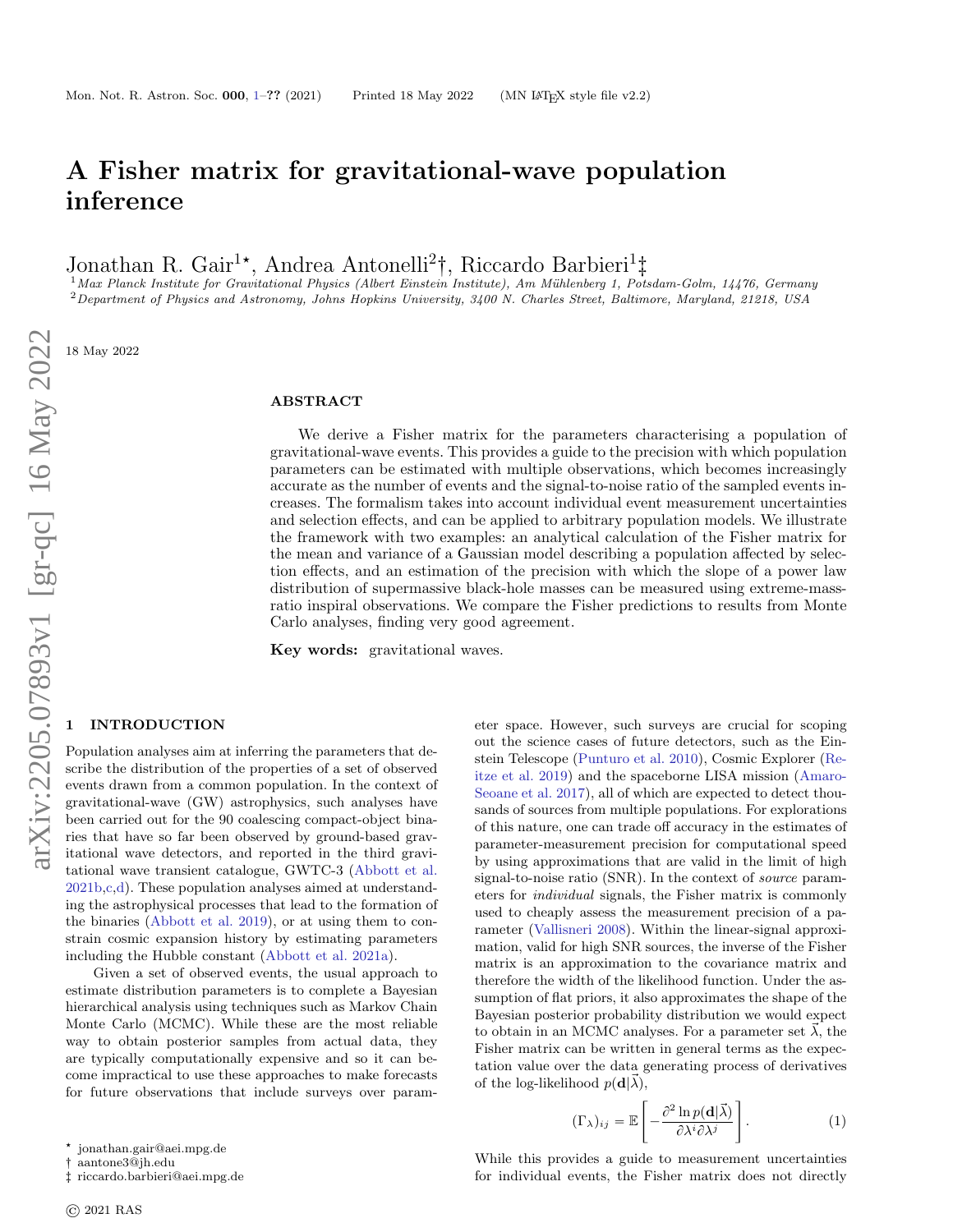# A Fisher matrix for gravitational-wave population inference

Jonathan R. Gair[1⋆], Andrea Antonelli[2†], Riccardo Barbieri[1‡]

[1] *Max Planck Institute for Gravitational Physics (Albert Einstein Institute), Am Mühlenberg 1, Potsdam-Golm, 14476, Germany*

[2] *Department of Physics and Astronomy, Johns Hopkins University, 3400 N. Charles Street, Baltimore, Maryland, 21218, USA*

18 May 2022

## ABSTRACT

We derive a Fisher matrix for the parameters characterising a population of gravitational-wave events. This provides a guide to the precision with which population parameters can be estimated with multiple observations, which becomes increasingly accurate as the number of events and the signal-to-noise ratio of the sampled events increases. The formalism takes into account individual event measurement uncertainties and selection effects, and can be applied to arbitrary population models. We illustrate the framework with two examples: an analytical calculation of the Fisher matrix for the mean and variance of a Gaussian model describing a population affected by selection effects, and an estimation of the precision with which the slope of a power law distribution of supermassive black-hole masses can be measured using extreme-mass-ratio inspiral observations. We compare the Fisher predictions to results from Monte Carlo analyses, finding very good agreement.

**Key words:** gravitational waves.

## 1 INTRODUCTION

Population analyses aim at inferring the parameters that describe the distribution of the properties of a set of observed events drawn from a common population. In the context of gravitational-wave (GW) astrophysics, such analyses have been carried out for the 90 coalescing compact-object binaries that have so far been observed by ground-based gravitational wave detectors, and reported in the third gravitational wave transient catalogue, GWTC-3 (Abbott et al. 2021b,c,d). These population analyses aimed at understanding the astrophysical processes that lead to the formation of the binaries (Abbott et al. 2019), or at using them to constrain cosmic expansion history by estimating parameters including the Hubble constant (Abbott et al. 2021a).

Given a set of observed events, the usual approach to estimate distribution parameters is to complete a Bayesian hierarchical analysis using techniques such as Markov Chain Monte Carlo (MCMC). While these are the most reliable way to obtain posterior samples from actual data, they are typically computationally expensive and so it can become impractical to use these approaches to make forecasts for future observations that include surveys over parameter space. However, such surveys are crucial for scoping out the science cases of future detectors, such as the Einstein Telescope (Punturo et al. 2010), Cosmic Explorer (Reitze et al. 2019) and the spaceborne LISA mission (Amaro-Seoane et al. 2017), all of which are expected to detect thousands of sources from multiple populations. For explorations of this nature, one can trade off accuracy in the estimates of parameter-measurement precision for computational speed by using approximations that are valid in the limit of high signal-to-noise ratio (SNR). In the context of *source* parameters for *individual* signals, the Fisher matrix is commonly used to cheaply assess the measurement precision of a parameter (Vallisneri 2008). Within the linear-signal approximation, valid for high SNR sources, the inverse of the Fisher matrix is an approximation to the covariance matrix and therefore the width of the likelihood function. Under the assumption of flat priors, it also approximates the shape of the Bayesian posterior probability distribution we would expect to obtain in an MCMC analyses. For a parameter set $\vec{\lambda}$, the Fisher matrix can be written in general terms as the expectation value over the data generating process of derivatives of the log-likelihood $p(\mathbf{d}|\vec{\lambda})$,

$$(\Gamma_\lambda)_{ij} = \mathbb{E}\left[-\frac{\partial^2 \ln p(\mathbf{d}|\vec{\lambda})}{\partial\lambda^i \partial\lambda^j}\right]. \quad (1)$$

While this provides a guide to measurement uncertainties for individual events, the Fisher matrix does not directly

⋆ jonathan.gair@aei.mpg.de
† aantone3@jh.edu
‡ riccardo.barbieri@aei.mpg.de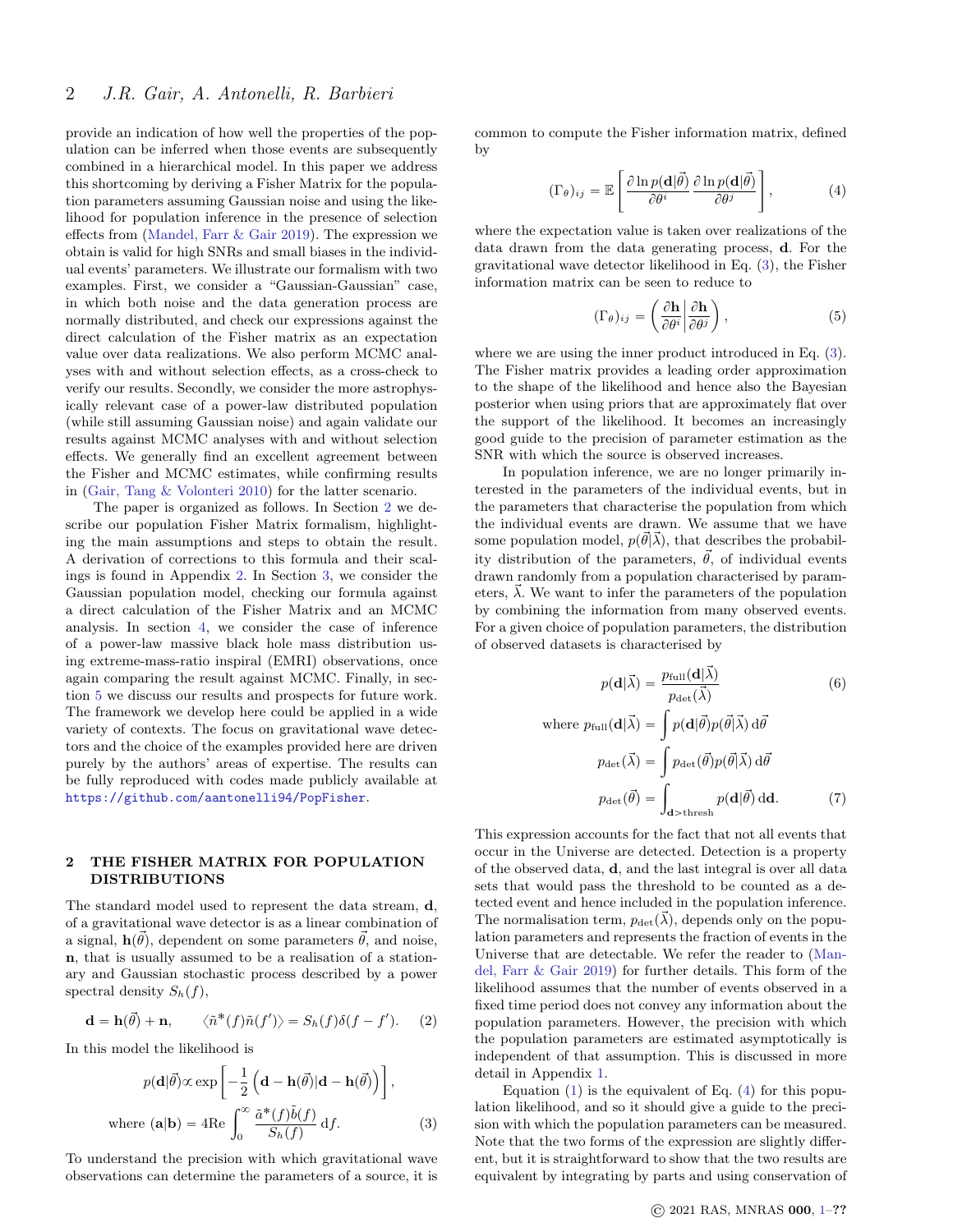provide an indication of how well the properties of the population can be inferred when those events are subsequently combined in a hierarchical model. In this paper we address this shortcoming by deriving a Fisher Matrix for the population parameters assuming Gaussian noise and using the likelihood for population inference in the presence of selection effects from (Mandel, Farr & Gair 2019). The expression we obtain is valid for high SNRs and small biases in the individual events' parameters. We illustrate our formalism with two examples. First, we consider a "Gaussian-Gaussian" case, in which both noise and the data generation process are normally distributed, and check our expressions against the direct calculation of the Fisher matrix as an expectation value over data realizations. We also perform MCMC analyses with and without selection effects, as a cross-check to verify our results. Secondly, we consider the more astrophysically relevant case of a power-law distributed population (while still assuming Gaussian noise) and again validate our results against MCMC analyses with and without selection effects. We generally find an excellent agreement between the Fisher and MCMC estimates, while confirming results in (Gair, Tang & Volonteri 2010) for the latter scenario.

The paper is organized as follows. In Section 2 we describe our population Fisher Matrix formalism, highlighting the main assumptions and steps to obtain the result. A derivation of corrections to this formula and their scalings is found in Appendix 2. In Section 3, we consider the Gaussian population model, checking our formula against a direct calculation of the Fisher Matrix and an MCMC analysis. In section 4, we consider the case of inference of a power-law massive black hole mass distribution using extreme-mass-ratio inspiral (EMRI) observations, once again comparing the result against MCMC. Finally, in section 5 we discuss our results and prospects for future work. The framework we develop here could be applied in a wide variety of contexts. The focus on gravitational wave detectors and the choice of the examples provided here are driven purely by the authors' areas of expertise. The results can be fully reproduced with codes made publicly available at https://github.com/aantonelli94/PopFisher.

## 2 THE FISHER MATRIX FOR POPULATION DISTRIBUTIONS

The standard model used to represent the data stream, $\mathbf{d}$, of a gravitational wave detector is as a linear combination of a signal, $\mathbf{h}(\vec{\theta})$, dependent on some parameters $\vec{\theta}$, and noise, $\mathbf{n}$, that is usually assumed to be a realisation of a stationary and Gaussian stochastic process described by a power spectral density $S_h(f)$,

$$\mathbf{d} = \mathbf{h}(\vec{\theta}) + \mathbf{n}, \qquad \langle \tilde{n}^*(f)\tilde{n}(f') \rangle = S_h(f)\delta(f - f'). \tag{2}$$

In this model the likelihood is

$$p(\mathbf{d}|\vec{\theta}) \propto \exp\left[-\frac{1}{2}\left(\mathbf{d} - \mathbf{h}(\vec{\theta})|\mathbf{d} - \mathbf{h}(\vec{\theta})\right)\right],$$
$$\text{where } (\mathbf{a}|\mathbf{b}) = 4\text{Re}\int_0^\infty \frac{\tilde{a}^*(f)\tilde{b}(f)}{S_h(f)}\,\mathrm{d}f. \tag{3}$$

To understand the precision with which gravitational wave observations can determine the parameters of a source, it is common to compute the Fisher information matrix, defined by

$$(\Gamma_\theta)_{ij} = \mathbb{E}\left[\frac{\partial \ln p(\mathbf{d}|\vec{\theta})}{\partial \theta^i}\frac{\partial \ln p(\mathbf{d}|\vec{\theta})}{\partial \theta^j}\right], \tag{4}$$

where the expectation value is taken over realizations of the data drawn from the data generating process, $\mathbf{d}$. For the gravitational wave detector likelihood in Eq. (3), the Fisher information matrix can be seen to reduce to

$$(\Gamma_\theta)_{ij} = \left(\frac{\partial \mathbf{h}}{\partial \theta^i}\middle|\frac{\partial \mathbf{h}}{\partial \theta^j}\right), \tag{5}$$

where we are using the inner product introduced in Eq. (3). The Fisher matrix provides a leading order approximation to the shape of the likelihood and hence also the Bayesian posterior when using priors that are approximately flat over the support of the likelihood. It becomes an increasingly good guide to the precision of parameter estimation as the SNR with which the source is observed increases.

In population inference, we are no longer primarily interested in the parameters of the individual events, but in the parameters that characterise the population from which the individual events are drawn. We assume that we have some population model, $p(\vec{\theta}|\vec{\lambda})$, that describes the probability distribution of the parameters, $\vec{\theta}$, of individual events drawn randomly from a population characterised by parameters, $\vec{\lambda}$. We want to infer the parameters of the population by combining the information from many observed events. For a given choice of population parameters, the distribution of observed datasets is characterised by

$$p(\mathbf{d}|\vec{\lambda}) = \frac{p_{\text{full}}(\mathbf{d}|\vec{\lambda})}{p_{\text{det}}(\vec{\lambda})} \tag{6}$$

$$\text{where } p_{\text{full}}(\mathbf{d}|\vec{\lambda}) = \int p(\mathbf{d}|\vec{\theta})p(\vec{\theta}|\vec{\lambda})\,\mathrm{d}\vec{\theta}$$
$$p_{\text{det}}(\vec{\lambda}) = \int p_{\text{det}}(\vec{\theta})p(\vec{\theta}|\vec{\lambda})\,\mathrm{d}\vec{\theta}$$
$$p_{\text{det}}(\vec{\theta}) = \int_{\mathbf{d}>\text{thresh}} p(\mathbf{d}|\vec{\theta})\,\mathrm{d}\mathbf{d}. \tag{7}$$

This expression accounts for the fact that not all events that occur in the Universe are detected. Detection is a property of the observed data, $\mathbf{d}$, and the last integral is over all data sets that would pass the threshold to be counted as a detected event and hence included in the population inference. The normalisation term, $p_{\text{det}}(\vec{\lambda})$, depends only on the population parameters and represents the fraction of events in the Universe that are detectable. We refer the reader to (Mandel, Farr & Gair 2019) for further details. This form of the likelihood assumes that the number of events observed in a fixed time period does not convey any information about the population parameters. However, the precision with which the population parameters are estimated asymptotically is independent of that assumption. This is discussed in more detail in Appendix 1.

Equation (1) is the equivalent of Eq. (4) for this population likelihood, and so it should give a guide to the precision with which the population parameters can be measured. Note that the two forms of the expression are slightly different, but it is straightforward to show that the two results are equivalent by integrating by parts and using conservation of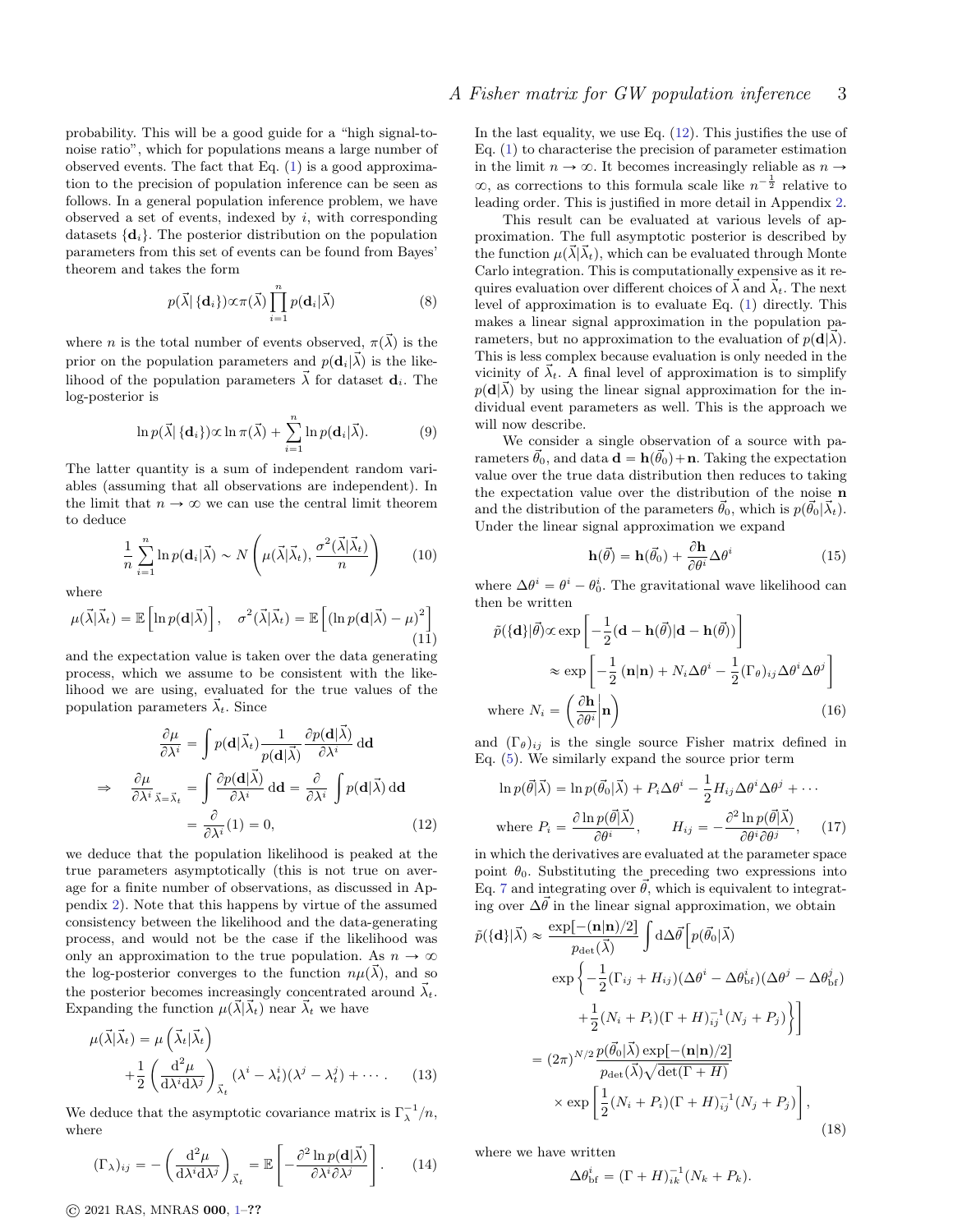probability. This will be a good guide for a "high signal-to-noise ratio", which for populations means a large number of observed events. The fact that Eq. (1) is a good approximation to the precision of population inference can be seen as follows. In a general population inference problem, we have observed a set of events, indexed by $i$, with corresponding datasets $\{\mathbf{d}_i\}$. The posterior distribution on the population parameters from this set of events can be found from Bayes' theorem and takes the form

$$p(\vec{\lambda}|\{\mathbf{d}_i\}) \propto \pi(\vec{\lambda}) \prod_{i=1}^{n} p(\mathbf{d}_i|\vec{\lambda}) \tag{8}$$

where $n$ is the total number of events observed, $\pi(\vec{\lambda})$ is the prior on the population parameters and $p(\mathbf{d}_i|\vec{\lambda})$ is the likelihood of the population parameters $\vec{\lambda}$ for dataset $\mathbf{d}_i$. The log-posterior is

$$\ln p(\vec{\lambda}|\{\mathbf{d}_i\}) \propto \ln \pi(\vec{\lambda}) + \sum_{i=1}^{n} \ln p(\mathbf{d}_i|\vec{\lambda}). \tag{9}$$

The latter quantity is a sum of independent random variables (assuming that all observations are independent). In the limit that $n \to \infty$ we can use the central limit theorem to deduce

$$\frac{1}{n}\sum_{i=1}^{n} \ln p(\mathbf{d}_i|\vec{\lambda}) \sim N\left(\mu(\vec{\lambda}|\vec{\lambda}_t), \frac{\sigma^2(\vec{\lambda}|\vec{\lambda}_t)}{n}\right) \tag{10}$$

where

$$\mu(\vec{\lambda}|\vec{\lambda}_t) = \mathbb{E}\left[\ln p(\mathbf{d}|\vec{\lambda})\right], \quad \sigma^2(\vec{\lambda}|\vec{\lambda}_t) = \mathbb{E}\left[(\ln p(\mathbf{d}|\vec{\lambda}) - \mu)^2\right] \tag{11}$$

and the expectation value is taken over the data generating process, which we assume to be consistent with the likelihood we are using, evaluated for the true values of the population parameters $\vec{\lambda}_t$. Since

$$\begin{aligned}
\frac{\partial \mu}{\partial \lambda^i} &= \int p(\mathbf{d}|\vec{\lambda}_t) \frac{1}{p(\mathbf{d}|\vec{\lambda})} \frac{\partial p(\mathbf{d}|\vec{\lambda})}{\partial \lambda^i}\, \mathrm{d}\mathbf{d} \\
\Rightarrow \quad \frac{\partial \mu}{\partial \lambda^i}_{\vec{\lambda}=\vec{\lambda}_t} &= \int \frac{\partial p(\mathbf{d}|\vec{\lambda})}{\partial \lambda^i}\, \mathrm{d}\mathbf{d} = \frac{\partial}{\partial \lambda^i} \int p(\mathbf{d}|\vec{\lambda})\, \mathrm{d}\mathbf{d} \\
&= \frac{\partial}{\partial \lambda^i}(1) = 0,
\end{aligned} \tag{12}$$

we deduce that the population likelihood is peaked at the true parameters asymptotically (this is not true on average for a finite number of observations, as discussed in Appendix 2). Note that this happens by virtue of the assumed consistency between the likelihood and the data-generating process, and would not be the case if the likelihood was only an approximation to the true population. As $n \to \infty$ the log-posterior converges to the function $n\mu(\vec{\lambda})$, and so the posterior becomes increasingly concentrated around $\vec{\lambda}_t$. Expanding the function $\mu(\vec{\lambda}|\vec{\lambda}_t)$ near $\vec{\lambda}_t$ we have

$$\begin{aligned}
\mu(\vec{\lambda}|\vec{\lambda}_t) &= \mu\left(\vec{\lambda}_t|\vec{\lambda}_t\right) \\
&+ \frac{1}{2}\left(\frac{\mathrm{d}^2\mu}{\mathrm{d}\lambda^i \mathrm{d}\lambda^j}\right)_{\vec{\lambda}_t} (\lambda^i - \lambda^i_t)(\lambda^j - \lambda^j_t) + \cdots.
\end{aligned} \tag{13}$$

We deduce that the asymptotic covariance matrix is $\Gamma_\lambda^{-1}/n$, where

$$(\Gamma_\lambda)_{ij} = -\left(\frac{\mathrm{d}^2\mu}{\mathrm{d}\lambda^i \mathrm{d}\lambda^j}\right)_{\vec{\lambda}_t} = \mathbb{E}\left[-\frac{\partial^2 \ln p(\mathbf{d}|\vec{\lambda})}{\partial \lambda^i \partial \lambda^j}\right]. \tag{14}$$

In the last equality, we use Eq. (12). This justifies the use of Eq. (1) to characterise the precision of parameter estimation in the limit $n \to \infty$. It becomes increasingly reliable as $n \to \infty$, as corrections to this formula scale like $n^{-\frac{1}{2}}$ relative to leading order. This is justified in more detail in Appendix 2.

This result can be evaluated at various levels of approximation. The full asymptotic posterior is described by the function $\mu(\vec{\lambda}|\vec{\lambda}_t)$, which can be evaluated through Monte Carlo integration. This is computationally expensive as it requires evaluation over different choices of $\vec{\lambda}$ and $\vec{\lambda}_t$. The next level of approximation is to evaluate Eq. (1) directly. This makes a linear signal approximation in the population parameters, but no approximation to the evaluation of $p(\mathbf{d}|\vec{\lambda})$. This is less complex because evaluation is only needed in the vicinity of $\vec{\lambda}_t$. A final level of approximation is to simplify $p(\mathbf{d}|\vec{\lambda})$ by using the linear signal approximation for the individual event parameters as well. This is the approach we will now describe.

We consider a single observation of a source with parameters $\vec{\theta}_0$, and data $\mathbf{d} = \mathbf{h}(\vec{\theta}_0) + \mathbf{n}$. Taking the expectation value over the true data distribution then reduces to taking the expectation value over the distribution of the noise $\mathbf{n}$ and the distribution of the parameters $\vec{\theta}_0$, which is $p(\vec{\theta}_0|\vec{\lambda}_t)$. Under the linear signal approximation we expand

$$\mathbf{h}(\vec{\theta}) = \mathbf{h}(\vec{\theta}_0) + \frac{\partial \mathbf{h}}{\partial \theta^i}\Delta\theta^i \tag{15}$$

where $\Delta\theta^i = \theta^i - \theta^i_0$. The gravitational wave likelihood can then be written

$$\begin{aligned}
\tilde{p}(\{\mathbf{d}\}|\vec{\theta}) &\propto \exp\left[-\frac{1}{2}(\mathbf{d} - \mathbf{h}(\vec{\theta})|\mathbf{d} - \mathbf{h}(\vec{\theta}))\right] \\
&\approx \exp\left[-\frac{1}{2}(\mathbf{n}|\mathbf{n}) + N_i\Delta\theta^i - \frac{1}{2}(\Gamma_\theta)_{ij}\Delta\theta^i\Delta\theta^j\right] \\
\text{where } N_i &= \left(\frac{\partial \mathbf{h}}{\partial \theta^i}\middle|\mathbf{n}\right)
\end{aligned} \tag{16}$$

and $(\Gamma_\theta)_{ij}$ is the single source Fisher matrix defined in Eq. (5). We similarly expand the source prior term

$$\begin{aligned}
\ln p(\vec{\theta}|\vec{\lambda}) &= \ln p(\vec{\theta}_0|\vec{\lambda}) + P_i\Delta\theta^i - \frac{1}{2}H_{ij}\Delta\theta^i\Delta\theta^j + \cdots \\
\text{where } P_i &= \frac{\partial \ln p(\vec{\theta}|\vec{\lambda})}{\partial \theta^i}, \qquad H_{ij} = -\frac{\partial^2 \ln p(\vec{\theta}|\vec{\lambda})}{\partial \theta^i \partial \theta^j},
\end{aligned} \tag{17}$$

in which the derivatives are evaluated at the parameter space point $\theta_0$. Substituting the preceding two expressions into Eq. 7 and integrating over $\vec{\theta}$, which is equivalent to integrating over $\Delta\vec{\theta}$ in the linear signal approximation, we obtain

$$\begin{aligned}
\tilde{p}(\{\mathbf{d}\}|\vec{\lambda}) \approx& \frac{\exp[-(\mathbf{n}|\mathbf{n})/2]}{p_{\det}(\vec{\lambda})} \int \mathrm{d}\Delta\vec{\theta}\Big[p(\vec{\theta}_0|\vec{\lambda}) \\
& \exp\Big\{-\frac{1}{2}(\Gamma_{ij} + H_{ij})(\Delta\theta^i - \Delta\theta^i_{\mathrm{bf}})(\Delta\theta^j - \Delta\theta^j_{\mathrm{bf}}) \\
& + \frac{1}{2}(N_i + P_i)(\Gamma + H)^{-1}_{ij}(N_j + P_j)\Big\}\Big] \\
=& (2\pi)^{N/2}\frac{p(\vec{\theta}_0|\vec{\lambda})\exp[-(\mathbf{n}|\mathbf{n})/2]}{p_{\det}(\vec{\lambda})\sqrt{\det(\Gamma + H)}} \\
& \times \exp\left[\frac{1}{2}(N_i + P_i)(\Gamma + H)^{-1}_{ij}(N_j + P_j)\right],
\end{aligned} \tag{18}$$

where we have written

$$\Delta\theta^i_{\mathrm{bf}} = (\Gamma + H)^{-1}_{ik}(N_k + P_k).$$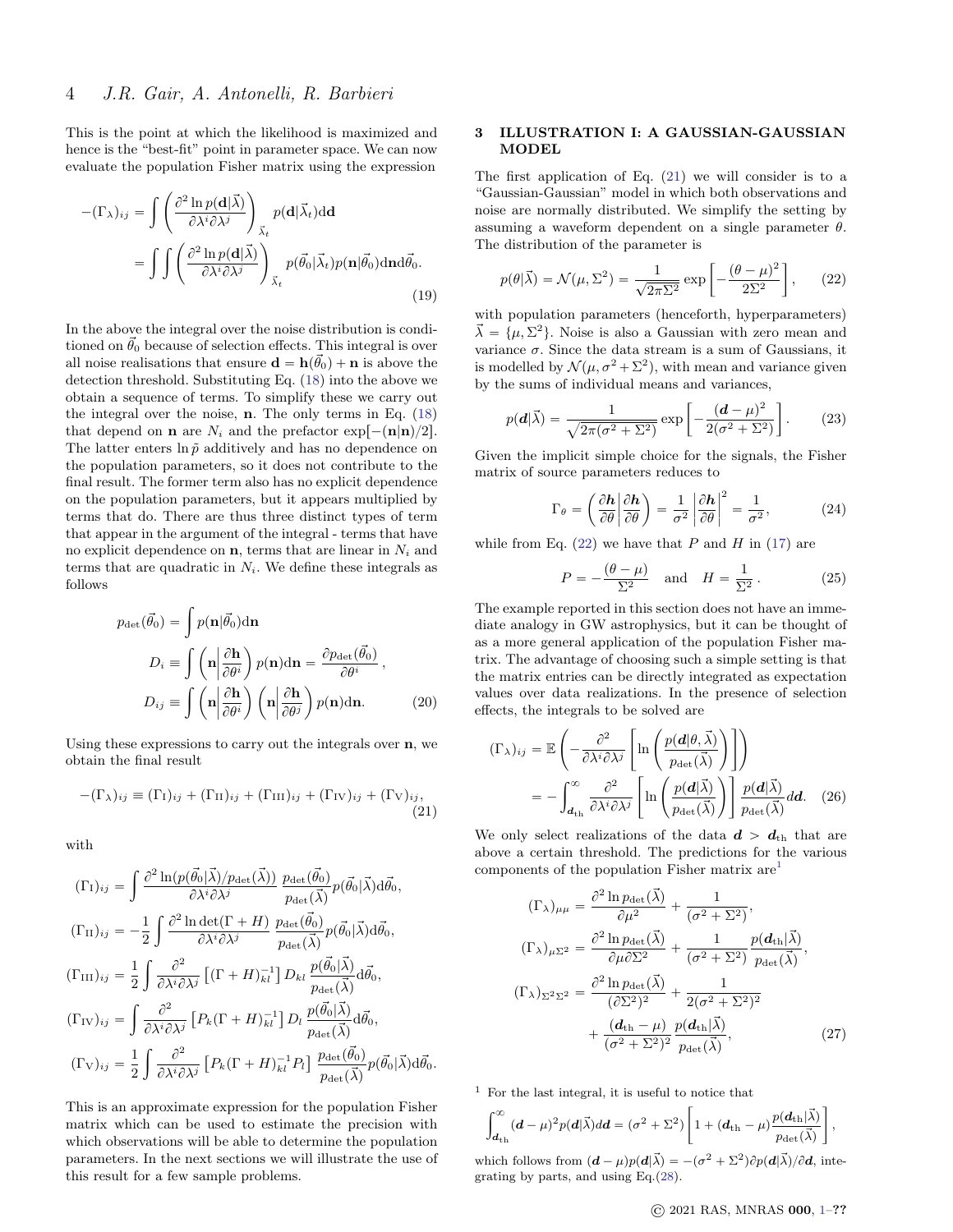This is the point at which the likelihood is maximized and hence is the "best-fit" point in parameter space. We can now evaluate the population Fisher matrix using the expression

$$
\begin{aligned}
-(\Gamma_\lambda)_{ij} &= \int \left(\frac{\partial^2 \ln p(\mathbf{d}|\vec{\lambda})}{\partial\lambda^i\partial\lambda^j}\right)_{\vec{\lambda}_t} p(\mathbf{d}|\vec{\lambda}_t)\mathrm{d}\mathbf{d} \\
&= \int\int \left(\frac{\partial^2 \ln p(\mathbf{d}|\vec{\lambda})}{\partial\lambda^i\partial\lambda^j}\right)_{\vec{\lambda}_t} p(\vec{\theta}_0|\vec{\lambda}_t)p(\mathbf{n}|\vec{\theta}_0)\mathrm{d}\mathbf{n}\mathrm{d}\vec{\theta}_0.
\end{aligned}
\tag{19}
$$

In the above the integral over the noise distribution is conditioned on $\vec{\theta}_0$ because of selection effects. This integral is over all noise realisations that ensure $\mathbf{d} = \mathbf{h}(\vec{\theta}_0) + \mathbf{n}$ is above the detection threshold. Substituting Eq. (18) into the above we obtain a sequence of terms. To simplify these we carry out the integral over the noise, $\mathbf{n}$. The only terms in Eq. (18) that depend on $\mathbf{n}$ are $N_i$ and the prefactor $\exp[-(\mathbf{n}|\mathbf{n})/2]$. The latter enters $\ln\tilde{p}$ additively and has no dependence on the population parameters, so it does not contribute to the final result. The former term also has no explicit dependence on the population parameters, but it appears multiplied by terms that do. There are thus three distinct types of term that appear in the argument of the integral - terms that have no explicit dependence on $\mathbf{n}$, terms that are linear in $N_i$ and terms that are quadratic in $N_i$. We define these integrals as follows

$$
\begin{aligned}
p_{\rm det}(\vec{\theta}_0) &= \int p(\mathbf{n}|\vec{\theta}_0)\mathrm{d}\mathbf{n} \\
D_i &\equiv \int \left(\mathbf{n}\left|\frac{\partial\mathbf{h}}{\partial\theta^i}\right.\right) p(\mathbf{n})\mathrm{d}\mathbf{n} = \frac{\partial p_{\rm det}(\vec{\theta}_0)}{\partial\theta^i}, \\
D_{ij} &\equiv \int \left(\mathbf{n}\left|\frac{\partial\mathbf{h}}{\partial\theta^i}\right.\right)\left(\mathbf{n}\left|\frac{\partial\mathbf{h}}{\partial\theta^j}\right.\right) p(\mathbf{n})\mathrm{d}\mathbf{n}.
\end{aligned}
\tag{20}
$$

Using these expressions to carry out the integrals over $\mathbf{n}$, we obtain the final result

$$
-(\Gamma_\lambda)_{ij} \equiv (\Gamma_{\rm I})_{ij} + (\Gamma_{\rm II})_{ij} + (\Gamma_{\rm III})_{ij} + (\Gamma_{\rm IV})_{ij} + (\Gamma_{\rm V})_{ij},
\tag{21}
$$

with

$$
\begin{aligned}
(\Gamma_{\rm I})_{ij} &= \int \frac{\partial^2 \ln(p(\vec{\theta}_0|\vec{\lambda})/p_{\rm det}(\vec{\lambda}))}{\partial\lambda^i\partial\lambda^j}\,\frac{p_{\rm det}(\vec{\theta}_0)}{p_{\rm det}(\vec{\lambda})}p(\vec{\theta}_0|\vec{\lambda})\mathrm{d}\vec{\theta}_0, \\
(\Gamma_{\rm II})_{ij} &= -\frac{1}{2}\int \frac{\partial^2 \ln\det(\Gamma+H)}{\partial\lambda^i\partial\lambda^j}\,\frac{p_{\rm det}(\vec{\theta}_0)}{p_{\rm det}(\vec{\lambda})}p(\vec{\theta}_0|\vec{\lambda})\mathrm{d}\vec{\theta}_0, \\
(\Gamma_{\rm III})_{ij} &= \frac{1}{2}\int \frac{\partial^2}{\partial\lambda^i\partial\lambda^j}\left[(\Gamma+H)^{-1}_{kl}\right] D_{kl}\,\frac{p(\vec{\theta}_0|\vec{\lambda})}{p_{\rm det}(\vec{\lambda})}\mathrm{d}\vec{\theta}_0, \\
(\Gamma_{\rm IV})_{ij} &= \int \frac{\partial^2}{\partial\lambda^i\partial\lambda^j}\left[P_k(\Gamma+H)^{-1}_{kl}\right] D_l\,\frac{p(\vec{\theta}_0|\vec{\lambda})}{p_{\rm det}(\vec{\lambda})}\mathrm{d}\vec{\theta}_0, \\
(\Gamma_{\rm V})_{ij} &= \frac{1}{2}\int \frac{\partial^2}{\partial\lambda^i\partial\lambda^j}\left[P_k(\Gamma+H)^{-1}_{kl}P_l\right]\,\frac{p_{\rm det}(\vec{\theta}_0)}{p_{\rm det}(\vec{\lambda})}p(\vec{\theta}_0|\vec{\lambda})\mathrm{d}\vec{\theta}_0.
\end{aligned}
$$

This is an approximate expression for the population Fisher matrix which can be used to estimate the precision with which observations will be able to determine the population parameters. In the next sections we will illustrate the use of this result for a few sample problems.

## 3 ILLUSTRATION I: A GAUSSIAN-GAUSSIAN MODEL

The first application of Eq. (21) we will consider is to a "Gaussian-Gaussian" model in which both observations and noise are normally distributed. We simplify the setting by assuming a waveform dependent on a single parameter $\theta$. The distribution of the parameter is

$$
p(\theta|\vec{\lambda}) = \mathcal{N}(\mu,\Sigma^2) = \frac{1}{\sqrt{2\pi\Sigma^2}}\exp\left[-\frac{(\theta-\mu)^2}{2\Sigma^2}\right],
\tag{22}
$$

with population parameters (henceforth, hyperparameters) $\vec{\lambda} = \{\mu,\Sigma^2\}$. Noise is also a Gaussian with zero mean and variance $\sigma$. Since the data stream is a sum of Gaussians, it is modelled by $\mathcal{N}(\mu,\sigma^2+\Sigma^2)$, with mean and variance given by the sums of individual means and variances,

$$
p(\boldsymbol{d}|\vec{\lambda}) = \frac{1}{\sqrt{2\pi(\sigma^2+\Sigma^2)}}\exp\left[-\frac{(\boldsymbol{d}-\mu)^2}{2(\sigma^2+\Sigma^2)}\right].
\tag{23}
$$

Given the implicit simple choice for the signals, the Fisher matrix of source parameters reduces to

$$
\Gamma_\theta = \left(\frac{\partial\boldsymbol{h}}{\partial\theta}\left|\frac{\partial\boldsymbol{h}}{\partial\theta}\right.\right) = \frac{1}{\sigma^2}\left|\frac{\partial\boldsymbol{h}}{\partial\theta}\right|^2 = \frac{1}{\sigma^2},
\tag{24}
$$

while from Eq. (22) we have that $P$ and $H$ in (17) are

$$
P = -\frac{(\theta-\mu)}{\Sigma^2} \quad \text{and} \quad H = \frac{1}{\Sigma^2}.
\tag{25}
$$

The example reported in this section does not have an immediate analogy in GW astrophysics, but it can be thought of as a more general application of the population Fisher matrix. The advantage of choosing such a simple setting is that the matrix entries can be directly integrated as expectation values over data realizations. In the presence of selection effects, the integrals to be solved are

$$
\begin{aligned}
(\Gamma_\lambda)_{ij} &= \mathbb{E}\left(-\frac{\partial^2}{\partial\lambda^i\partial\lambda^j}\left[\ln\left(\frac{p(\boldsymbol{d}|\theta,\vec{\lambda})}{p_{\rm det}(\vec{\lambda})}\right)\right]\right) \\
&= -\int_{\boldsymbol{d}_{\rm th}}^{\infty}\frac{\partial^2}{\partial\lambda^i\partial\lambda^j}\left[\ln\left(\frac{p(\boldsymbol{d}|\vec{\lambda})}{p_{\rm det}(\vec{\lambda})}\right)\right]\frac{p(\boldsymbol{d}|\vec{\lambda})}{p_{\rm det}(\vec{\lambda})}d\boldsymbol{d}.
\end{aligned}
\tag{26}
$$

We only select realizations of the data $\boldsymbol{d} > \boldsymbol{d}_{\rm th}$ that are above a certain threshold. The predictions for the various components of the population Fisher matrix are[1]

$$
\begin{aligned}
(\Gamma_\lambda)_{\mu\mu} &= \frac{\partial^2\ln p_{\rm det}(\vec{\lambda})}{\partial\mu^2} + \frac{1}{(\sigma^2+\Sigma^2)}, \\
(\Gamma_\lambda)_{\mu\Sigma^2} &= \frac{\partial^2\ln p_{\rm det}(\vec{\lambda})}{\partial\mu\partial\Sigma^2} + \frac{1}{(\sigma^2+\Sigma^2)}\,\frac{p(\boldsymbol{d}_{\rm th}|\vec{\lambda})}{p_{\rm det}(\vec{\lambda})}, \\
(\Gamma_\lambda)_{\Sigma^2\Sigma^2} &= \frac{\partial^2\ln p_{\rm det}(\vec{\lambda})}{(\partial\Sigma^2)^2} + \frac{1}{2(\sigma^2+\Sigma^2)^2} \\
&\quad + \frac{(\boldsymbol{d}_{\rm th}-\mu)}{(\sigma^2+\Sigma^2)^2}\,\frac{p(\boldsymbol{d}_{\rm th}|\vec{\lambda})}{p_{\rm det}(\vec{\lambda})},
\end{aligned}
\tag{27}
$$

[1] For the last integral, it is useful to notice that

$$
\int_{\boldsymbol{d}_{\rm th}}^{\infty}(\boldsymbol{d}-\mu)^2 p(\boldsymbol{d}|\vec{\lambda})d\boldsymbol{d} = (\sigma^2+\Sigma^2)\left[1 + (\boldsymbol{d}_{\rm th}-\mu)\frac{p(\boldsymbol{d}_{\rm th}|\vec{\lambda})}{p_{\rm det}(\vec{\lambda})}\right],
$$

which follows from $(\boldsymbol{d}-\mu)p(\boldsymbol{d}|\vec{\lambda}) = -(\sigma^2+\Sigma^2)\partial p(\boldsymbol{d}|\vec{\lambda})/\partial\boldsymbol{d}$, integrating by parts, and using Eq.(28).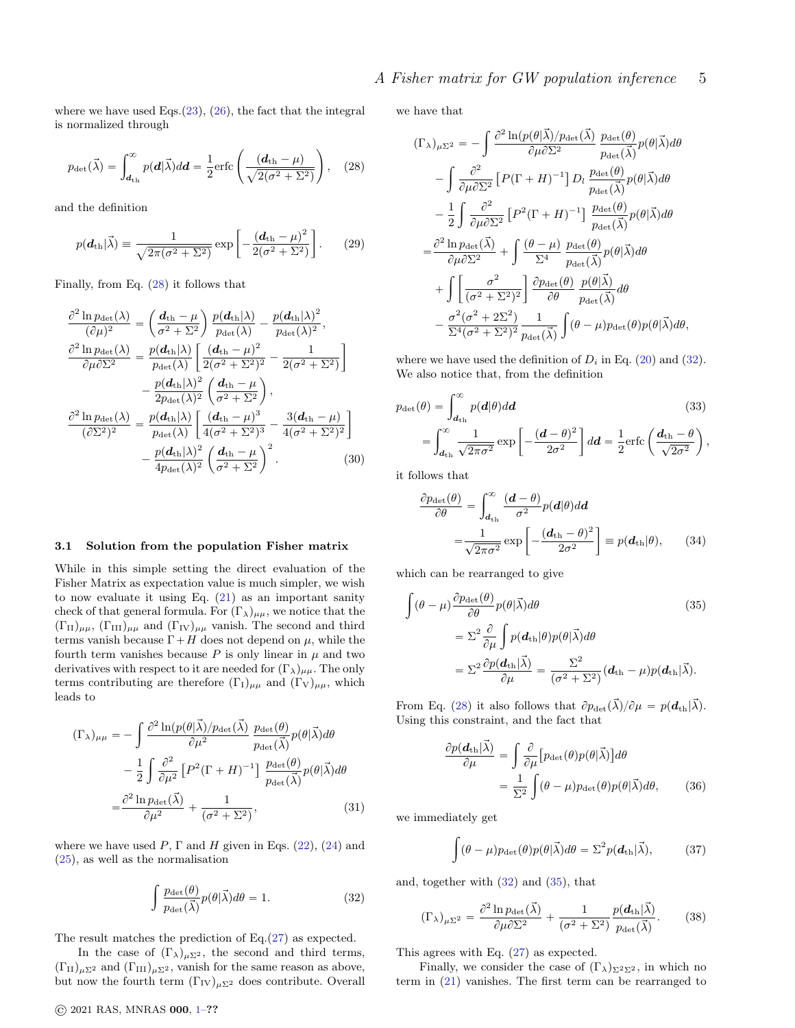where we have used Eqs.(23), (26), the fact that the integral is normalized through

$$p_{\rm det}(\vec{\lambda}) = \int_{\boldsymbol{d}_{\rm th}}^{\infty} p(\boldsymbol{d}|\vec{\lambda}) d\boldsymbol{d} = \frac{1}{2}{\rm erfc}\left(\frac{(\boldsymbol{d}_{\rm th}-\mu)}{\sqrt{2(\sigma^2+\Sigma^2)}}\right), \quad (28)$$

and the definition

$$p(\boldsymbol{d}_{\rm th}|\vec{\lambda}) \equiv \frac{1}{\sqrt{2\pi(\sigma^2+\Sigma^2)}} \exp\left[-\frac{(\boldsymbol{d}_{\rm th}-\mu)^2}{2(\sigma^2+\Sigma^2)}\right]. \quad (29)$$

Finally, from Eq. (28) it follows that

$$\begin{aligned}
\frac{\partial^2 \ln p_{\rm det}(\lambda)}{(\partial\mu)^2} &= \left(\frac{\boldsymbol{d}_{\rm th}-\mu}{\sigma^2+\Sigma^2}\right)\frac{p(\boldsymbol{d}_{\rm th}|\lambda)}{p_{\rm det}(\lambda)} - \frac{p(\boldsymbol{d}_{\rm th}|\lambda)^2}{p_{\rm det}(\lambda)^2},\\
\frac{\partial^2 \ln p_{\rm det}(\lambda)}{\partial\mu\partial\Sigma^2} &= \frac{p(\boldsymbol{d}_{\rm th}|\lambda)}{p_{\rm det}(\lambda)}\left[\frac{(\boldsymbol{d}_{\rm th}-\mu)^2}{2(\sigma^2+\Sigma^2)^2} - \frac{1}{2(\sigma^2+\Sigma^2)}\right]\\
&\quad - \frac{p(\boldsymbol{d}_{\rm th}|\lambda)^2}{2p_{\rm det}(\lambda)^2}\left(\frac{\boldsymbol{d}_{\rm th}-\mu}{\sigma^2+\Sigma^2}\right),\\
\frac{\partial^2 \ln p_{\rm det}(\lambda)}{(\partial\Sigma^2)^2} &= \frac{p(\boldsymbol{d}_{\rm th}|\lambda)}{p_{\rm det}(\lambda)}\left[\frac{(\boldsymbol{d}_{\rm th}-\mu)^3}{4(\sigma^2+\Sigma^2)^3} - \frac{3(\boldsymbol{d}_{\rm th}-\mu)}{4(\sigma^2+\Sigma^2)^2}\right]\\
&\quad - \frac{p(\boldsymbol{d}_{\rm th}|\lambda)^2}{4p_{\rm det}(\lambda)^2}\left(\frac{\boldsymbol{d}_{\rm th}-\mu}{\sigma^2+\Sigma^2}\right)^2. \quad (30)
\end{aligned}$$

### 3.1 Solution from the population Fisher matrix

While in this simple setting the direct evaluation of the Fisher Matrix as expectation value is much simpler, we wish to now evaluate it using Eq. (21) as an important sanity check of that general formula. For $(\Gamma_\lambda)_{\mu\mu}$, we notice that the $(\Gamma_{\rm II})_{\mu\mu}$, $(\Gamma_{\rm III})_{\mu\mu}$ and $(\Gamma_{\rm IV})_{\mu\mu}$ vanish. The second and third terms vanish because $\Gamma+H$ does not depend on $\mu$, while the fourth term vanishes because $P$ is only linear in $\mu$ and two derivatives with respect to it are needed for $(\Gamma_\lambda)_{\mu\mu}$. The only terms contributing are therefore $(\Gamma_{\rm I})_{\mu\mu}$ and $(\Gamma_{\rm V})_{\mu\mu}$, which leads to

$$\begin{aligned}
(\Gamma_\lambda)_{\mu\mu} =& -\int \frac{\partial^2 \ln(p(\theta|\vec{\lambda})/p_{\rm det}(\vec{\lambda})}{\partial\mu^2}\frac{p_{\rm det}(\theta)}{p_{\rm det}(\vec{\lambda})}p(\theta|\vec{\lambda})d\theta\\
& - \frac{1}{2}\int \frac{\partial^2}{\partial\mu^2}\left[P^2(\Gamma+H)^{-1}\right]\frac{p_{\rm det}(\theta)}{p_{\rm det}(\vec{\lambda})}p(\theta|\vec{\lambda})d\theta\\
=& \frac{\partial^2 \ln p_{\rm det}(\vec{\lambda})}{\partial\mu^2} + \frac{1}{(\sigma^2+\Sigma^2)}, \quad (31)
\end{aligned}$$

where we have used $P$, $\Gamma$ and $H$ given in Eqs. (22), (24) and (25), as well as the normalisation

$$\int \frac{p_{\rm det}(\theta)}{p_{\rm det}(\vec{\lambda})}p(\theta|\vec{\lambda})d\theta = 1. \quad (32)$$

The result matches the prediction of Eq.(27) as expected.

In the case of $(\Gamma_\lambda)_{\mu\Sigma^2}$, the second and third terms, $(\Gamma_{\rm II})_{\mu\Sigma^2}$ and $(\Gamma_{\rm III})_{\mu\Sigma^2}$, vanish for the same reason as above, but now the fourth term $(\Gamma_{\rm IV})_{\mu\Sigma^2}$ does contribute. Overall we have that

$$\begin{aligned}
(\Gamma_\lambda)_{\mu\Sigma^2} =& -\int \frac{\partial^2 \ln(p(\theta|\vec{\lambda})/p_{\rm det}(\vec{\lambda})}{\partial\mu\partial\Sigma^2}\frac{p_{\rm det}(\theta)}{p_{\rm det}(\vec{\lambda})}p(\theta|\vec{\lambda})d\theta\\
& - \int \frac{\partial^2}{\partial\mu\partial\Sigma^2}\left[P(\Gamma+H)^{-1}\right]D_l\,\frac{p_{\rm det}(\theta)}{p_{\rm det}(\vec{\lambda})}p(\theta|\vec{\lambda})d\theta\\
& - \frac{1}{2}\int \frac{\partial^2}{\partial\mu\partial\Sigma^2}\left[P^2(\Gamma+H)^{-1}\right]\frac{p_{\rm det}(\theta)}{p_{\rm det}(\vec{\lambda})}p(\theta|\vec{\lambda})d\theta\\
=& \frac{\partial^2 \ln p_{\rm det}(\vec{\lambda})}{\partial\mu\partial\Sigma^2} + \int \frac{(\theta-\mu)}{\Sigma^4}\frac{p_{\rm det}(\theta)}{p_{\rm det}(\vec{\lambda})}p(\theta|\vec{\lambda})d\theta\\
& + \int\left[\frac{\sigma^2}{(\sigma^2+\Sigma^2)^2}\right]\frac{\partial p_{\rm det}(\theta)}{\partial\theta}\frac{p(\theta|\vec{\lambda})}{p_{\rm det}(\vec{\lambda})}d\theta\\
& - \frac{\sigma^2(\sigma^2+2\Sigma^2)}{\Sigma^4(\sigma^2+\Sigma^2)^2}\frac{1}{p_{\rm det}(\vec{\lambda})}\int(\theta-\mu)p_{\rm det}(\theta)p(\theta|\vec{\lambda})d\theta,
\end{aligned}$$

where we have used the definition of $D_i$ in Eq. (20) and (32). We also notice that, from the definition

$$\begin{aligned}
p_{\rm det}(\theta) &= \int_{\boldsymbol{d}_{\rm th}}^{\infty} p(\boldsymbol{d}|\theta)d\boldsymbol{d} \quad (33)\\
&= \int_{\boldsymbol{d}_{\rm th}}^{\infty}\frac{1}{\sqrt{2\pi\sigma^2}}\exp\left[-\frac{(\boldsymbol{d}-\theta)^2}{2\sigma^2}\right]d\boldsymbol{d} = \frac{1}{2}{\rm erfc}\left(\frac{\boldsymbol{d}_{\rm th}-\theta}{\sqrt{2\sigma^2}}\right),
\end{aligned}$$

it follows that

$$\begin{aligned}
\frac{\partial p_{\rm det}(\theta)}{\partial\theta} &= \int_{\boldsymbol{d}_{\rm th}}^{\infty}\frac{(\boldsymbol{d}-\theta)}{\sigma^2}p(\boldsymbol{d}|\theta)d\boldsymbol{d}\\
&= \frac{1}{\sqrt{2\pi\sigma^2}}\exp\left[-\frac{(\boldsymbol{d}_{\rm th}-\theta)^2}{2\sigma^2}\right] \equiv p(\boldsymbol{d}_{\rm th}|\theta), \quad (34)
\end{aligned}$$

which can be rearranged to give

$$\begin{aligned}
&\int(\theta-\mu)\frac{\partial p_{\rm det}(\theta)}{\partial\theta}p(\theta|\vec{\lambda})d\theta \quad (35)\\
&= \Sigma^2\frac{\partial}{\partial\mu}\int p(\boldsymbol{d}_{\rm th}|\theta)p(\theta|\vec{\lambda})d\theta\\
&= \Sigma^2\frac{\partial p(\boldsymbol{d}_{\rm th}|\vec{\lambda})}{\partial\mu} = \frac{\Sigma^2}{(\sigma^2+\Sigma^2)}(\boldsymbol{d}_{\rm th}-\mu)p(\boldsymbol{d}_{\rm th}|\vec{\lambda}).
\end{aligned}$$

From Eq. (28) it also follows that $\partial p_{\rm det}(\vec{\lambda})/\partial\mu = p(\boldsymbol{d}_{\rm th}|\vec{\lambda})$. Using this constraint, and the fact that

$$\begin{aligned}
\frac{\partial p(\boldsymbol{d}_{\rm th}|\vec{\lambda})}{\partial\mu} &= \int\frac{\partial}{\partial\mu}\left[p_{\rm det}(\theta)p(\theta|\vec{\lambda})\right]d\theta\\
&= \frac{1}{\Sigma^2}\int(\theta-\mu)p_{\rm det}(\theta)p(\theta|\vec{\lambda})d\theta, \quad (36)
\end{aligned}$$

we immediately get

$$\int(\theta-\mu)p_{\rm det}(\theta)p(\theta|\vec{\lambda})d\theta = \Sigma^2 p(\boldsymbol{d}_{\rm th}|\vec{\lambda}), \quad (37)$$

and, together with (32) and (35), that

$$(\Gamma_\lambda)_{\mu\Sigma^2} = \frac{\partial^2 \ln p_{\rm det}(\vec{\lambda})}{\partial\mu\partial\Sigma^2} + \frac{1}{(\sigma^2+\Sigma^2)}\frac{p(\boldsymbol{d}_{\rm th}|\vec{\lambda})}{p_{\rm det}(\vec{\lambda})}. \quad (38)$$

This agrees with Eq. (27) as expected.

Finally, we consider the case of $(\Gamma_\lambda)_{\Sigma^2\Sigma^2}$, in which no term in (21) vanishes. The first term can be rearranged to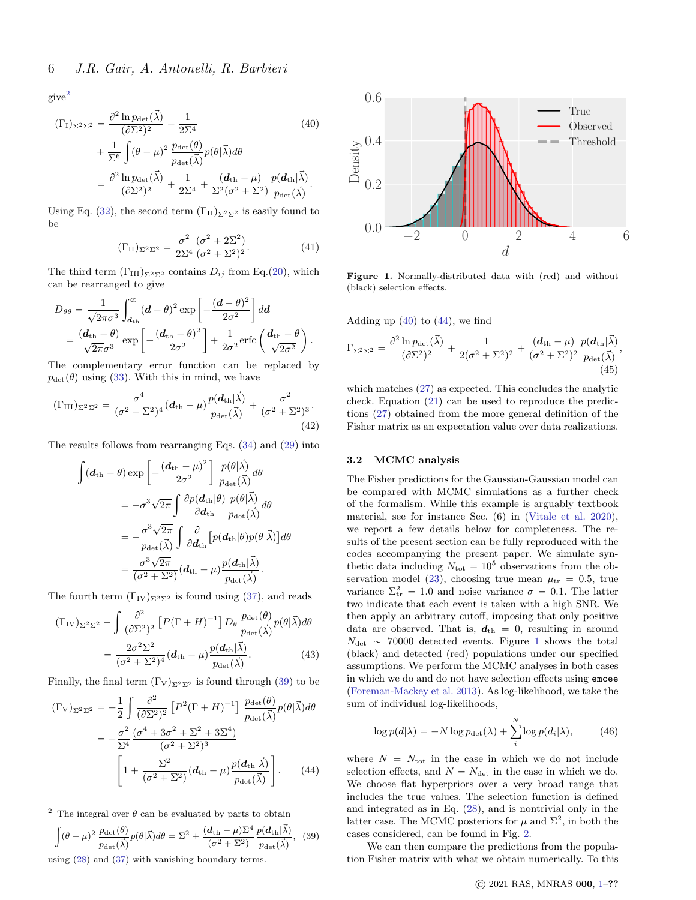give[2]

$$(\Gamma_{\rm I})_{\Sigma^2\Sigma^2} = \frac{\partial^2 \ln p_{\rm det}(\vec{\lambda})}{(\partial\Sigma^2)^2} - \frac{1}{2\Sigma^4} + \frac{1}{\Sigma^6}\int (\theta-\mu)^2 \frac{p_{\rm det}(\theta)}{p_{\rm det}(\vec{\lambda})} p(\theta|\vec{\lambda}) d\theta$$
$$= \frac{\partial^2 \ln p_{\rm det}(\vec{\lambda})}{(\partial\Sigma^2)^2} + \frac{1}{2\Sigma^4} + \frac{(\boldsymbol{d}_{\rm th}-\mu)}{\Sigma^2(\sigma^2+\Sigma^2)} \frac{p(\boldsymbol{d}_{\rm th}|\vec{\lambda})}{p_{\rm det}(\vec{\lambda})}. \quad (40)$$

Using Eq. (32), the second term $(\Gamma_{\rm II})_{\Sigma^2\Sigma^2}$ is easily found to be

$$(\Gamma_{\rm II})_{\Sigma^2\Sigma^2} = \frac{\sigma^2}{2\Sigma^4}\frac{(\sigma^2+2\Sigma^2)}{(\sigma^2+\Sigma^2)^2}. \quad (41)$$

The third term $(\Gamma_{\rm III})_{\Sigma^2\Sigma^2}$ contains $D_{ij}$ from Eq.(20), which can be rearranged to give

$$D_{\theta\theta} = \frac{1}{\sqrt{2\pi}\sigma^3}\int_{\boldsymbol{d}_{\rm th}}^{\infty} (\boldsymbol{d}-\theta)^2 \exp\left[-\frac{(\boldsymbol{d}-\theta)^2}{2\sigma^2}\right] d\boldsymbol{d}$$
$$= \frac{(\boldsymbol{d}_{\rm th}-\theta)}{\sqrt{2\pi}\sigma^3}\exp\left[-\frac{(\boldsymbol{d}_{\rm th}-\theta)^2}{2\sigma^2}\right] + \frac{1}{2\sigma^2}{\rm erfc}\left(\frac{\boldsymbol{d}_{\rm th}-\theta}{\sqrt{2\sigma^2}}\right).$$

The complementary error function can be replaced by $p_{\rm det}(\theta)$ using (33). With this in mind, we have

$$(\Gamma_{\rm III})_{\Sigma^2\Sigma^2} = \frac{\sigma^4}{(\sigma^2+\Sigma^2)^4}(\boldsymbol{d}_{\rm th}-\mu)\frac{p(\boldsymbol{d}_{\rm th}|\vec{\lambda})}{p_{\rm det}(\vec{\lambda})} + \frac{\sigma^2}{(\sigma^2+\Sigma^2)^3}. \quad (42)$$

The results follows from rearranging Eqs. (34) and (29) into

$$\int (\boldsymbol{d}_{\rm th}-\theta)\exp\left[-\frac{(\boldsymbol{d}_{\rm th}-\mu)^2}{2\sigma^2}\right]\frac{p(\theta|\vec{\lambda})}{p_{\rm det}(\vec{\lambda})}d\theta$$
$$= -\sigma^3\sqrt{2\pi}\int \frac{\partial p(\boldsymbol{d}_{\rm th}|\theta)}{\partial \boldsymbol{d}_{\rm th}}\frac{p(\theta|\vec{\lambda})}{p_{\rm det}(\vec{\lambda})}d\theta$$
$$= -\frac{\sigma^3\sqrt{2\pi}}{p_{\rm det}(\vec{\lambda})}\int \frac{\partial}{\partial \boldsymbol{d}_{\rm th}}\left[p(\boldsymbol{d}_{\rm th}|\theta)p(\theta|\vec{\lambda})\right]d\theta$$
$$= \frac{\sigma^3\sqrt{2\pi}}{(\sigma^2+\Sigma^2)}(\boldsymbol{d}_{\rm th}-\mu)\frac{p(\boldsymbol{d}_{\rm th}|\vec{\lambda})}{p_{\rm det}(\vec{\lambda})}.$$

The fourth term $(\Gamma_{\rm IV})_{\Sigma^2\Sigma^2}$ is found using (37), and reads

$$(\Gamma_{\rm IV})_{\Sigma^2\Sigma^2} - \int \frac{\partial^2}{(\partial\Sigma^2)^2}\left[P(\Gamma+H)^{-1}\right]D_\theta \frac{p_{\rm det}(\theta)}{p_{\rm det}(\vec{\lambda})}p(\theta|\vec{\lambda})d\theta$$
$$= \frac{2\sigma^2\Sigma^2}{(\sigma^2+\Sigma^2)^4}(\boldsymbol{d}_{\rm th}-\mu)\frac{p(\boldsymbol{d}_{\rm th}|\vec{\lambda})}{p_{\rm det}(\vec{\lambda})}. \quad (43)$$

Finally, the final term $(\Gamma_{\rm V})_{\Sigma^2\Sigma^2}$ is found through (39) to be

$$(\Gamma_{\rm V})_{\Sigma^2\Sigma^2} = -\frac{1}{2}\int \frac{\partial^2}{(\partial\Sigma^2)^2}\left[P^2(\Gamma+H)^{-1}\right]\frac{p_{\rm det}(\theta)}{p_{\rm det}(\vec{\lambda})}p(\theta|\vec{\lambda})d\theta$$
$$= -\frac{\sigma^2}{\Sigma^4}\frac{(\sigma^4+3\sigma^2+\Sigma^2+3\Sigma^4)}{(\sigma^2+\Sigma^2)^3}\left[1+\frac{\Sigma^2}{(\sigma^2+\Sigma^2)}(\boldsymbol{d}_{\rm th}-\mu)\frac{p(\boldsymbol{d}_{\rm th}|\vec{\lambda})}{p_{\rm det}(\vec{\lambda})}\right]. \quad (44)$$

[2] The integral over $\theta$ can be evaluated by parts to obtain

$$\int (\theta-\mu)^2\frac{p_{\rm det}(\theta)}{p_{\rm det}(\vec{\lambda})}p(\theta|\vec{\lambda})d\theta = \Sigma^2 + \frac{(\boldsymbol{d}_{\rm th}-\mu)\Sigma^4}{(\sigma^2+\Sigma^2)}\frac{p(\boldsymbol{d}_{\rm th}|\vec{\lambda})}{p_{\rm det}(\vec{\lambda})}, \quad (39)$$

using (28) and (37) with vanishing boundary terms.

0.6
0.4
0.2
0.0
Density
−2
0
2
4
6
$d$
True
Observed
Threshold

**Figure 1.** Normally-distributed data with (red) and without (black) selection effects.

Adding up (40) to (44), we find

$$\Gamma_{\Sigma^2\Sigma^2} = \frac{\partial^2 \ln p_{\rm det}(\vec{\lambda})}{(\partial\Sigma^2)^2} + \frac{1}{2(\sigma^2+\Sigma^2)^2} + \frac{(\boldsymbol{d}_{\rm th}-\mu)}{(\sigma^2+\Sigma^2)^2}\frac{p(\boldsymbol{d}_{\rm th}|\vec{\lambda})}{p_{\rm det}(\vec{\lambda})}, \quad (45)$$

which matches (27) as expected. This concludes the analytic check. Equation (21) can be used to reproduce the predictions (27) obtained from the more general definition of the Fisher matrix as an expectation value over data realizations.

### 3.2 MCMC analysis

The Fisher predictions for the Gaussian-Gaussian model can be compared with MCMC simulations as a further check of the formalism. While this example is arguably textbook material, see for instance Sec. (6) in (Vitale et al. 2020), we report a few details below for completeness. The results of the present section can be fully reproduced with the codes accompanying the present paper. We simulate synthetic data including $N_{\rm tot} = 10^5$ observations from the observation model (23), choosing true mean $\mu_{\rm tr} = 0.5$, true variance $\Sigma^2_{\rm tr} = 1.0$ and noise variance $\sigma = 0.1$. The latter two indicate that each event is taken with a high SNR. We then apply an arbitrary cutoff, imposing that only positive data are observed. That is, $\boldsymbol{d}_{\rm th} = 0$, resulting in around $N_{\rm det} \sim 70000$ detected events. Figure 1 shows the total (black) and detected (red) populations under our specified assumptions. We perform the MCMC analyses in both cases in which we do and do not have selection effects using `emcee` (Foreman-Mackey et al. 2013). As log-likelihood, we take the sum of individual log-likelihoods,

$$\log p(d|\lambda) = -N\log p_{\rm det}(\lambda) + \sum_i^N \log p(d_i|\lambda), \quad (46)$$

where $N = N_{\rm tot}$ in the case in which we do not include selection effects, and $N = N_{\rm det}$ in the case in which we do. We choose flat hyperpriors over a very broad range that includes the true values. The selection function is defined and integrated as in Eq. (28), and is nontrivial only in the latter case. The MCMC posteriors for $\mu$ and $\Sigma^2$, in both the cases considered, can be found in Fig. 2.

We can then compare the predictions from the population Fisher matrix with what we obtain numerically. To this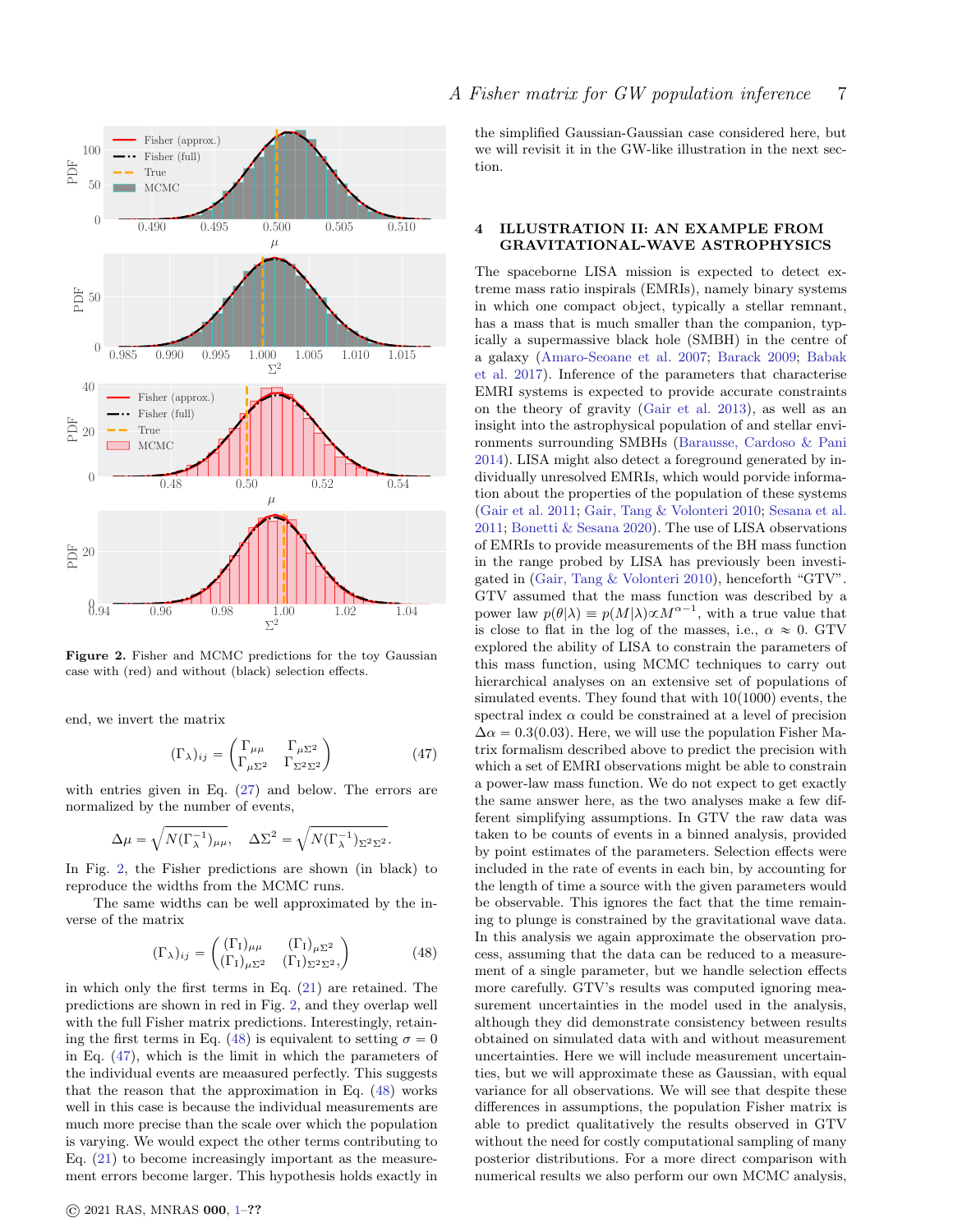Fisher (approx.)
Fisher (full)
True
MCMC
PDF
100
50
0
0.490 0.495 0.500 0.505 0.510
$\mu$

PDF
50
0
0.985 0.990 0.995 1.000 1.005 1.010 1.015
$\Sigma^2$

Fisher (approx.)
Fisher (full)
True
MCMC
PDF
40
20
0
0.48 0.50 0.52 0.54
$\mu$

PDF
20
0
0.94 0.96 0.98 1.00 1.02 1.04
$\Sigma^2$

**Figure 2.** Fisher and MCMC predictions for the toy Gaussian case with (red) and without (black) selection effects.

end, we invert the matrix

$$(\Gamma_\lambda)_{ij} = \begin{pmatrix} \Gamma_{\mu\mu} & \Gamma_{\mu\Sigma^2} \\ \Gamma_{\mu\Sigma^2} & \Gamma_{\Sigma^2\Sigma^2} \end{pmatrix} \tag{47}$$

with entries given in Eq. (27) and below. The errors are normalized by the number of events,

$$\Delta\mu = \sqrt{N(\Gamma_\lambda^{-1})_{\mu\mu}}, \quad \Delta\Sigma^2 = \sqrt{N(\Gamma_\lambda^{-1})_{\Sigma^2\Sigma^2}}.$$

In Fig. 2, the Fisher predictions are shown (in black) to reproduce the widths from the MCMC runs.

The same widths can be well approximated by the inverse of the matrix

$$(\Gamma_\lambda)_{ij} = \begin{pmatrix} (\Gamma_{\rm I})_{\mu\mu} & (\Gamma_{\rm I})_{\mu\Sigma^2} \\ (\Gamma_{\rm I})_{\mu\Sigma^2} & (\Gamma_{\rm I})_{\Sigma^2\Sigma^2}, \end{pmatrix} \tag{48}$$

in which only the first terms in Eq. (21) are retained. The predictions are shown in red in Fig. 2, and they overlap well with the full Fisher matrix predictions. Interestingly, retaining the first terms in Eq. (48) is equivalent to setting $\sigma = 0$ in Eq. (47), which is the limit in which the parameters of the individual events are meaasured perfectly. This suggests that the reason that the approximation in Eq. (48) works well in this case is because the individual measurements are much more precise than the scale over which the population is varying. We would expect the other terms contributing to Eq. (21) to become increasingly important as the measurement errors become larger. This hypothesis holds exactly in the simplified Gaussian-Gaussian case considered here, but we will revisit it in the GW-like illustration in the next section.

## 4 ILLUSTRATION II: AN EXAMPLE FROM GRAVITATIONAL-WAVE ASTROPHYSICS

The spaceborne LISA mission is expected to detect extreme mass ratio inspirals (EMRIs), namely binary systems in which one compact object, typically a stellar remnant, has a mass that is much smaller than the companion, typically a supermassive black hole (SMBH) in the centre of a galaxy (Amaro-Seoane et al. 2007; Barack 2009; Babak et al. 2017). Inference of the parameters that characterise EMRI systems is expected to provide accurate constraints on the theory of gravity (Gair et al. 2013), as well as an insight into the astrophysical population of and stellar environments surrounding SMBHs (Barausse, Cardoso & Pani 2014). LISA might also detect a foreground generated by individually unresolved EMRIs, which would porvide information about the properties of the population of these systems (Gair et al. 2011; Gair, Tang & Volonteri 2010; Sesana et al. 2011; Bonetti & Sesana 2020). The use of LISA observations of EMRIs to provide measurements of the BH mass function in the range probed by LISA has previously been investigated in (Gair, Tang & Volonteri 2010), henceforth "GTV". GTV assumed that the mass function was described by a power law $p(\theta|\lambda) \equiv p(M|\lambda) \propto M^{\alpha-1}$, with a true value that is close to flat in the log of the masses, i.e., $\alpha \approx 0$. GTV explored the ability of LISA to constrain the parameters of this mass function, using MCMC techniques to carry out hierarchical analyses on an extensive set of populations of simulated events. They found that with 10(1000) events, the spectral index $\alpha$ could be constrained at a level of precision $\Delta\alpha = 0.3(0.03)$. Here, we will use the population Fisher Matrix formalism described above to predict the precision with which a set of EMRI observations might be able to constrain a power-law mass function. We do not expect to get exactly the same answer here, as the two analyses make a few different simplifying assumptions. In GTV the raw data was taken to be counts of events in a binned analysis, provided by point estimates of the parameters. Selection effects were included in the rate of events in each bin, by accounting for the length of time a source with the given parameters would be observable. This ignores the fact that the time remaining to plunge is constrained by the gravitational wave data. In this analysis we again approximate the observation process, assuming that the data can be reduced to a measurement of a single parameter, but we handle selection effects more carefully. GTV's results was computed ignoring measurement uncertainties in the model used in the analysis, although they did demonstrate consistency between results obtained on simulated data with and without measurement uncertainties. Here we will include measurement uncertainties, but we will approximate these as Gaussian, with equal variance for all observations. We will see that despite these differences in assumptions, the population Fisher matrix is able to predict qualitatively the results observed in GTV without the need for costly computational sampling of many posterior distributions. For a more direct comparison with numerical results we also perform our own MCMC analysis,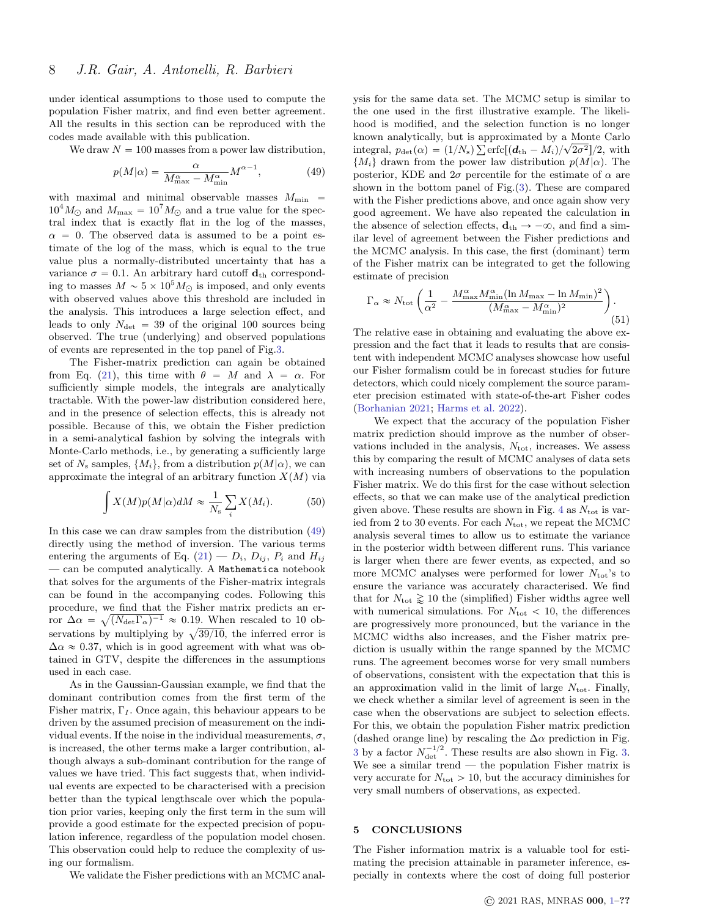under identical assumptions to those used to compute the population Fisher matrix, and find even better agreement. All the results in this section can be reproduced with the codes made available with this publication.

We draw $N = 100$ masses from a power law distribution,

$$p(M|\alpha) = \frac{\alpha}{M_{\max}^{\alpha} - M_{\min}^{\alpha}} M^{\alpha-1}, \tag{49}$$

with maximal and minimal observable masses $M_{\min} = 10^4 M_{\odot}$ and $M_{\max} = 10^7 M_{\odot}$ and a true value for the spectral index that is exactly flat in the log of the masses, $\alpha = 0$. The observed data is assumed to be a point estimate of the log of the mass, which is equal to the true value plus a normally-distributed uncertainty that has a variance $\sigma = 0.1$. An arbitrary hard cutoff $\mathbf{d}_{\rm th}$ corresponding to masses $M \sim 5 \times 10^5 M_{\odot}$ is imposed, and only events with observed values above this threshold are included in the analysis. This introduces a large selection effect, and leads to only $N_{\rm det} = 39$ of the original 100 sources being observed. The true (underlying) and observed populations of events are represented in the top panel of Fig.3.

The Fisher-matrix prediction can again be obtained from Eq. (21), this time with $\theta = M$ and $\lambda = \alpha$. For sufficiently simple models, the integrals are analytically tractable. With the power-law distribution considered here, and in the presence of selection effects, this is already not possible. Because of this, we obtain the Fisher prediction in a semi-analytical fashion by solving the integrals with Monte-Carlo methods, i.e., by generating a sufficiently large set of $N_{\rm s}$ samples, $\{M_i\}$, from a distribution $p(M|\alpha)$, we can approximate the integral of an arbitrary function $X(M)$ via

$$\int X(M) p(M|\alpha) dM \approx \frac{1}{N_{\rm s}} \sum_i X(M_i). \tag{50}$$

In this case we can draw samples from the distribution (49) directly using the method of inversion. The various terms entering the arguments of Eq. (21) — $D_i$, $D_{ij}$, $P_i$ and $H_{ij}$ — can be computed analytically. A `Mathematica` notebook that solves for the arguments of the Fisher-matrix integrals can be found in the accompanying codes. Following this procedure, we find that the Fisher matrix predicts an error $\Delta\alpha = \sqrt{(N_{\rm det}\Gamma_{\alpha})^{-1}} \approx 0.19$. When rescaled to 10 observations by multiplying by $\sqrt{39/10}$, the inferred error is $\Delta\alpha \approx 0.37$, which is in good agreement with what was obtained in GTV, despite the differences in the assumptions used in each case.

As in the Gaussian-Gaussian example, we find that the dominant contribution comes from the first term of the Fisher matrix, $\Gamma_I$. Once again, this behaviour appears to be driven by the assumed precision of measurement on the individual events. If the noise in the individual measurements, $\sigma$, is increased, the other terms make a larger contribution, although always a sub-dominant contribution for the range of values we have tried. This fact suggests that, when individual events are expected to be characterised with a precision better than the typical lengthscale over which the population prior varies, keeping only the first term in the sum will provide a good estimate for the expected precision of population inference, regardless of the population model chosen. This observation could help to reduce the complexity of using our formalism.

We validate the Fisher predictions with an MCMC analysis for the same data set. The MCMC setup is similar to the one used in the first illustrative example. The likelihood is modified, and the selection function is no longer known analytically, but is approximated by a Monte Carlo integral, $p_{\rm det}(\alpha) = (1/N_{\rm s}) \sum {\rm erfc}[(\boldsymbol{d}_{\rm th} - M_i)/\sqrt{2\sigma^2}]/2$, with $\{M_i\}$ drawn from the power law distribution $p(M|\alpha)$. The posterior, KDE and $2\sigma$ percentile for the estimate of $\alpha$ are shown in the bottom panel of Fig.(3). These are compared with the Fisher predictions above, and once again show very good agreement. We have also repeated the calculation in the absence of selection effects, $\mathbf{d}_{\rm th} \to -\infty$, and find a similar level of agreement between the Fisher predictions and the MCMC analysis. In this case, the first (dominant) term of the Fisher matrix can be integrated to get the following estimate of precision

$$\Gamma_{\alpha} \approx N_{\rm tot} \left( \frac{1}{\alpha^2} - \frac{M_{\max}^{\alpha} M_{\min}^{\alpha} (\ln M_{\max} - \ln M_{\min})^2}{(M_{\max}^{\alpha} - M_{\min}^{\alpha})^2} \right). \tag{51}$$

The relative ease in obtaining and evaluating the above expression and the fact that it leads to results that are consistent with independent MCMC analyses showcase how useful our Fisher formalism could be in forecast studies for future detectors, which could nicely complement the source parameter precision estimated with state-of-the-art Fisher codes (Borhanian 2021; Harms et al. 2022).

We expect that the accuracy of the population Fisher matrix prediction should improve as the number of observations included in the analysis, $N_{\rm tot}$, increases. We assess this by comparing the result of MCMC analyses of data sets with increasing numbers of observations to the population Fisher matrix. We do this first for the case without selection effects, so that we can make use of the analytical prediction given above. These results are shown in Fig. 4 as $N_{\rm tot}$ is varied from 2 to 30 events. For each $N_{\rm tot}$, we repeat the MCMC analysis several times to allow us to estimate the variance in the posterior width between different runs. This variance is larger when there are fewer events, as expected, and so more MCMC analyses were performed for lower $N_{\rm tot}$'s to ensure the variance was accurately characterised. We find that for $N_{\rm tot} \gtrsim 10$ the (simplified) Fisher widths agree well with numerical simulations. For $N_{\rm tot} < 10$, the differences are progressively more pronounced, but the variance in the MCMC widths also increases, and the Fisher matrix prediction is usually within the range spanned by the MCMC runs. The agreement becomes worse for very small numbers of observations, consistent with the expectation that this is an approximation valid in the limit of large $N_{\rm tot}$. Finally, we check whether a similar level of agreement is seen in the case when the observations are subject to selection effects. For this, we obtain the population Fisher matrix prediction (dashed orange line) by rescaling the $\Delta\alpha$ prediction in Fig. 3 by a factor $N_{\rm det}^{-1/2}$. These results are also shown in Fig. 3. We see a similar trend — the population Fisher matrix is very accurate for $N_{\rm tot} > 10$, but the accuracy diminishes for very small numbers of observations, as expected.

## 5 CONCLUSIONS

The Fisher information matrix is a valuable tool for estimating the precision attainable in parameter inference, especially in contexts where the cost of doing full posterior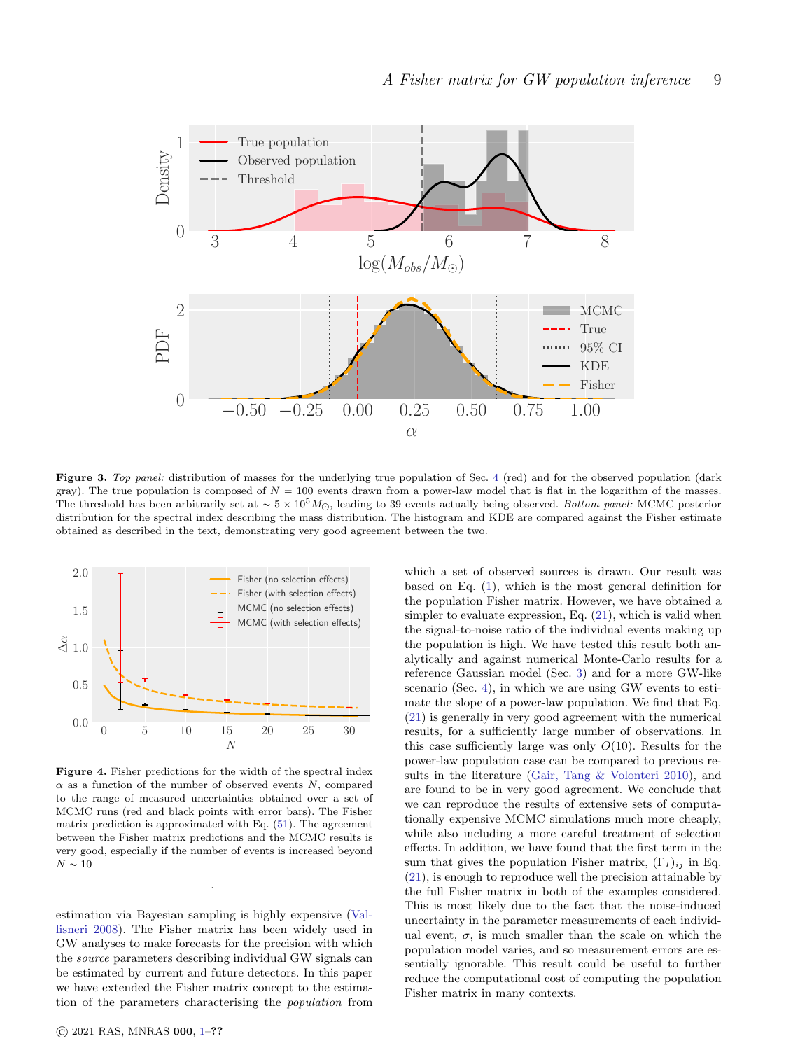True population
Observed population
Threshold
Density
1
0
3
4
5
6
7
8
$\log(M_{obs}/M_{\odot})$

PDF
2
0
MCMC
True
95% CI
KDE
Fisher
−0.50
−0.25
0.00
0.25
0.50
0.75
1.00
$\alpha$

**Figure 3.** *Top panel:* distribution of masses for the underlying true population of Sec. 4 (red) and for the observed population (dark gray). The true population is composed of $N = 100$ events drawn from a power-law model that is flat in the logarithm of the masses. The threshold has been arbitrarily set at $\sim 5 \times 10^5 M_{\odot}$, leading to 39 events actually being observed. *Bottom panel:* MCMC posterior distribution for the spectral index describing the mass distribution. The histogram and KDE are compared against the Fisher estimate obtained as described in the text, demonstrating very good agreement between the two.

Fisher (no selection effects)
Fisher (with selection effects)
MCMC (no selection effects)
MCMC (with selection effects)
$\Delta\alpha$
2.0
1.5
1.0
0.5
0.0
0
5
10
15
20
25
30
$N$

**Figure 4.** Fisher predictions for the width of the spectral index $\alpha$ as a function of the number of observed events $N$, compared to the range of measured uncertainties obtained over a set of MCMC runs (red and black points with error bars). The Fisher matrix prediction is approximated with Eq. (51). The agreement between the Fisher matrix predictions and the MCMC results is very good, especially if the number of events is increased beyond $N \sim 10$

.

estimation via Bayesian sampling is highly expensive (Vallisneri 2008). The Fisher matrix has been widely used in GW analyses to make forecasts for the precision with which the *source* parameters describing individual GW signals can be estimated by current and future detectors. In this paper we have extended the Fisher matrix concept to the estimation of the parameters characterising the *population* from which a set of observed sources is drawn. Our result was based on Eq. (1), which is the most general definition for the population Fisher matrix. However, we have obtained a simpler to evaluate expression, Eq. (21), which is valid when the signal-to-noise ratio of the individual events making up the population is high. We have tested this result both analytically and against numerical Monte-Carlo results for a reference Gaussian model (Sec. 3) and for a more GW-like scenario (Sec. 4), in which we are using GW events to estimate the slope of a power-law population. We find that Eq. (21) is generally in very good agreement with the numerical results, for a sufficiently large number of observations. In this case sufficiently large was only $O(10)$. Results for the power-law population case can be compared to previous results in the literature (Gair, Tang & Volonteri 2010), and are found to be in very good agreement. We conclude that we can reproduce the results of extensive sets of computationally expensive MCMC simulations much more cheaply, while also including a more careful treatment of selection effects. In addition, we have found that the first term in the sum that gives the population Fisher matrix, $(\Gamma_I)_{ij}$ in Eq. (21), is enough to reproduce well the precision attainable by the full Fisher matrix in both of the examples considered. This is most likely due to the fact that the noise-induced uncertainty in the parameter measurements of each individual event, $\sigma$, is much smaller than the scale on which the population model varies, and so measurement errors are essentially ignorable. This result could be useful to further reduce the computational cost of computing the population Fisher matrix in many contexts.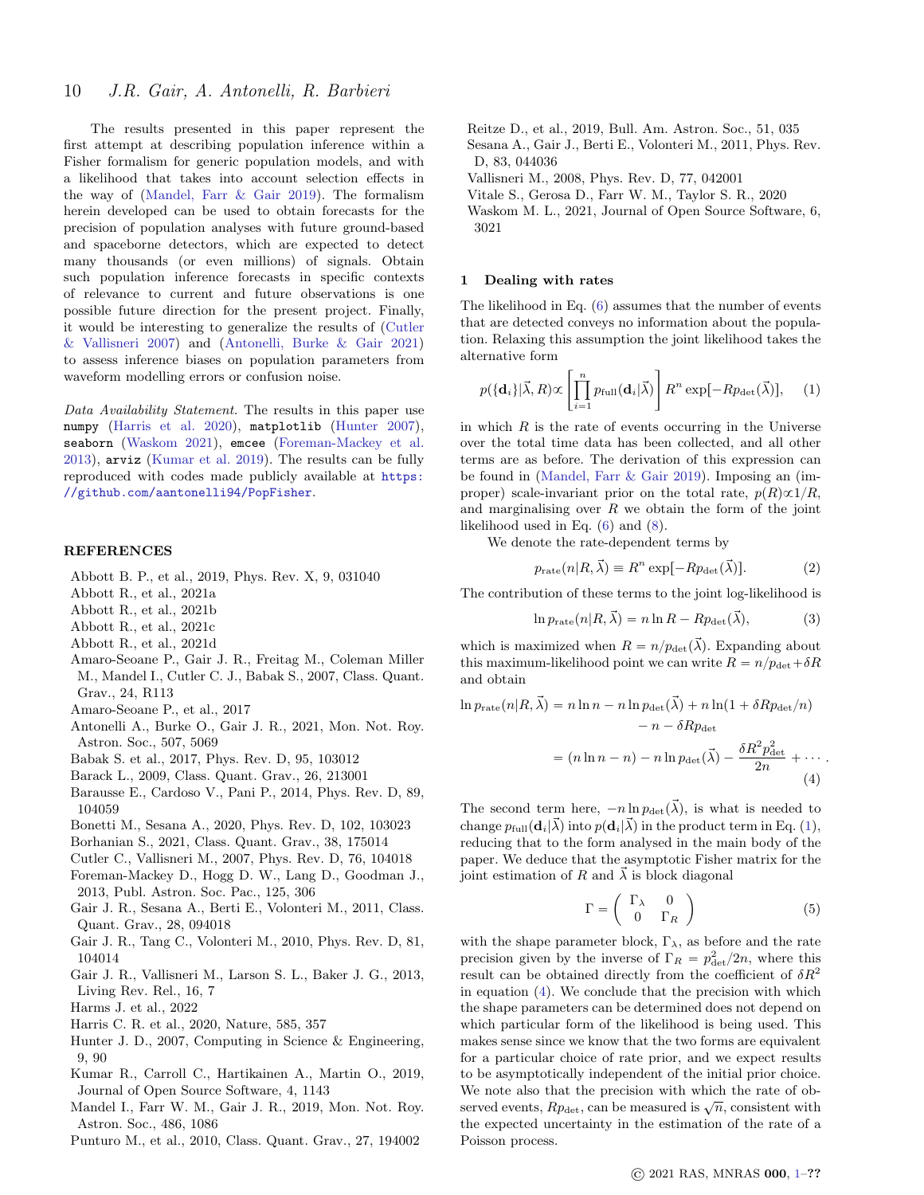The results presented in this paper represent the first attempt at describing population inference within a Fisher formalism for generic population models, and with a likelihood that takes into account selection effects in the way of (Mandel, Farr & Gair 2019). The formalism herein developed can be used to obtain forecasts for the precision of population analyses with future ground-based and spaceborne detectors, which are expected to detect many thousands (or even millions) of signals. Obtain such population inference forecasts in specific contexts of relevance to current and future observations is one possible future direction for the present project. Finally, it would be interesting to generalize the results of (Cutler & Vallisneri 2007) and (Antonelli, Burke & Gair 2021) to assess inference biases on population parameters from waveform modelling errors or confusion noise.

*Data Availability Statement.* The results in this paper use `numpy` (Harris et al. 2020), `matplotlib` (Hunter 2007), `seaborn` (Waskom 2021), `emcee` (Foreman-Mackey et al. 2013), `arviz` (Kumar et al. 2019). The results can be fully reproduced with codes made publicly available at https://github.com/aantonelli94/PopFisher.

## REFERENCES

Abbott B. P., et al., 2019, Phys. Rev. X, 9, 031040
Abbott R., et al., 2021a
Abbott R., et al., 2021b
Abbott R., et al., 2021c
Abbott R., et al., 2021d
Amaro-Seoane P., Gair J. R., Freitag M., Coleman Miller M., Mandel I., Cutler C. J., Babak S., 2007, Class. Quant. Grav., 24, R113
Amaro-Seoane P., et al., 2017
Antonelli A., Burke O., Gair J. R., 2021, Mon. Not. Roy. Astron. Soc., 507, 5069
Babak S. et al., 2017, Phys. Rev. D, 95, 103012
Barack L., 2009, Class. Quant. Grav., 26, 213001
Barausse E., Cardoso V., Pani P., 2014, Phys. Rev. D, 89, 104059
Bonetti M., Sesana A., 2020, Phys. Rev. D, 102, 103023
Borhanian S., 2021, Class. Quant. Grav., 38, 175014
Cutler C., Vallisneri M., 2007, Phys. Rev. D, 76, 104018
Foreman-Mackey D., Hogg D. W., Lang D., Goodman J., 2013, Publ. Astron. Soc. Pac., 125, 306
Gair J. R., Sesana A., Berti E., Volonteri M., 2011, Class. Quant. Grav., 28, 094018
Gair J. R., Tang C., Volonteri M., 2010, Phys. Rev. D, 81, 104014
Gair J. R., Vallisneri M., Larson S. L., Baker J. G., 2013, Living Rev. Rel., 16, 7
Harms J. et al., 2022
Harris C. R. et al., 2020, Nature, 585, 357
Hunter J. D., 2007, Computing in Science & Engineering, 9, 90
Kumar R., Carroll C., Hartikainen A., Martin O., 2019, Journal of Open Source Software, 4, 1143
Mandel I., Farr W. M., Gair J. R., 2019, Mon. Not. Roy. Astron. Soc., 486, 1086
Punturo M., et al., 2010, Class. Quant. Grav., 27, 194002
Reitze D., et al., 2019, Bull. Am. Astron. Soc., 51, 035
Sesana A., Gair J., Berti E., Volonteri M., 2011, Phys. Rev. D, 83, 044036
Vallisneri M., 2008, Phys. Rev. D, 77, 042001
Vitale S., Gerosa D., Farr W. M., Taylor S. R., 2020
Waskom M. L., 2021, Journal of Open Source Software, 6, 3021

## 1 Dealing with rates

The likelihood in Eq. (6) assumes that the number of events that are detected conveys no information about the population. Relaxing this assumption the joint likelihood takes the alternative form

$$p(\{\mathbf{d}_i\}|\vec{\lambda}, R) \propto \left[\prod_{i=1}^{n} p_{\rm full}(\mathbf{d}_i|\vec{\lambda})\right] R^n \exp[-R p_{\rm det}(\vec{\lambda})], \quad (1)$$

in which $R$ is the rate of events occurring in the Universe over the total time data has been collected, and all other terms are as before. The derivation of this expression can be found in (Mandel, Farr & Gair 2019). Imposing an (improper) scale-invariant prior on the total rate, $p(R) \propto 1/R$, and marginalising over $R$ we obtain the form of the joint likelihood used in Eq. (6) and (8).

We denote the rate-dependent terms by

$$p_{\rm rate}(n|R, \vec{\lambda}) \equiv R^n \exp[-R p_{\rm det}(\vec{\lambda})]. \quad (2)$$

The contribution of these terms to the joint log-likelihood is

$$\ln p_{\rm rate}(n|R, \vec{\lambda}) = n \ln R - R p_{\rm det}(\vec{\lambda}), \quad (3)$$

which is maximized when $R = n/p_{\rm det}(\vec{\lambda})$. Expanding about this maximum-likelihood point we can write $R = n/p_{\rm det} + \delta R$ and obtain

$$\begin{aligned}\ln p_{\rm rate}(n|R, \vec{\lambda}) &= n \ln n - n \ln p_{\rm det}(\vec{\lambda}) + n \ln(1 + \delta R p_{\rm det}/n) \\ &\quad - n - \delta R p_{\rm det} \\ &= (n \ln n - n) - n \ln p_{\rm det}(\vec{\lambda}) - \frac{\delta R^2 p_{\rm det}^2}{2n} + \cdots . \end{aligned} \quad (4)$$

The second term here, $-n \ln p_{\rm det}(\vec{\lambda})$, is what is needed to change $p_{\rm full}(\mathbf{d}_i|\vec{\lambda})$ into $p(\mathbf{d}_i|\vec{\lambda})$ in the product term in Eq. (1), reducing that to the form analysed in the main body of the paper. We deduce that the asymptotic Fisher matrix for the joint estimation of $R$ and $\vec{\lambda}$ is block diagonal

$$\Gamma = \left( \begin{array}{cc} \Gamma_\lambda & 0 \\ 0 & \Gamma_R \end{array} \right) \quad (5)$$

with the shape parameter block, $\Gamma_\lambda$, as before and the rate precision given by the inverse of $\Gamma_R = p_{\rm det}^2/2n$, where this result can be obtained directly from the coefficient of $\delta R^2$ in equation (4). We conclude that the precision with which the shape parameters can be determined does not depend on which particular form of the likelihood is being used. This makes sense since we know that the two forms are equivalent for a particular choice of rate prior, and we expect results to be asymptotically independent of the initial prior choice. We note also that the precision with which the rate of observed events, $R p_{\rm det}$, can be measured is $\sqrt{n}$, consistent with the expected uncertainty in the estimation of the rate of a Poisson process.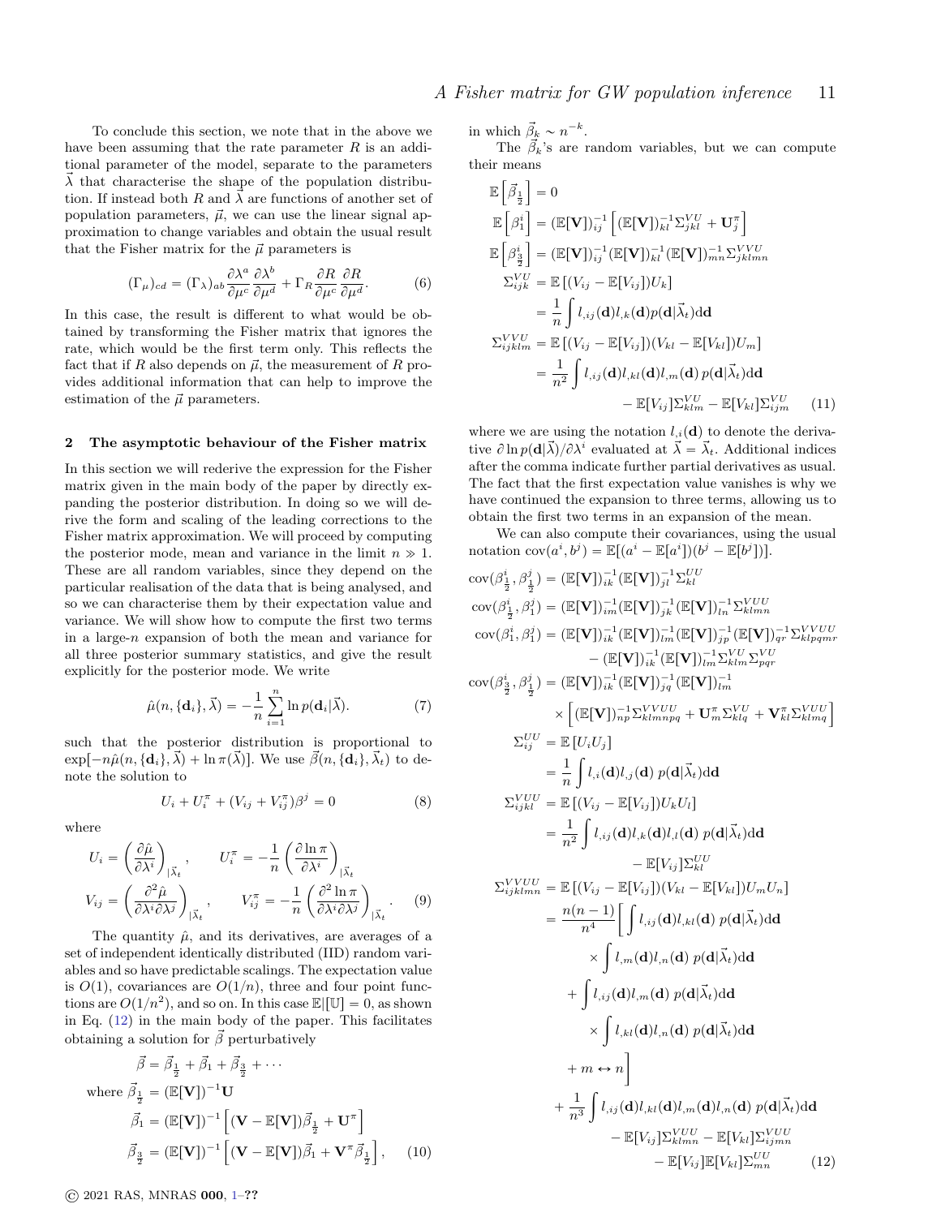To conclude this section, we note that in the above we have been assuming that the rate parameter $R$ is an additional parameter of the model, separate to the parameters $\vec{\lambda}$ that characterise the shape of the population distribution. If instead both $R$ and $\vec{\lambda}$ are functions of another set of population parameters, $\vec{\mu}$, we can use the linear signal approximation to change variables and obtain the usual result that the Fisher matrix for the $\vec{\mu}$ parameters is

$$(\Gamma_\mu)_{cd} = (\Gamma_\lambda)_{ab} \frac{\partial \lambda^a}{\partial \mu^c} \frac{\partial \lambda^b}{\partial \mu^d} + \Gamma_R \frac{\partial R}{\partial \mu^c} \frac{\partial R}{\partial \mu^d}. \tag{6}$$

In this case, the result is different to what would be obtained by transforming the Fisher matrix that ignores the rate, which would be the first term only. This reflects the fact that if $R$ also depends on $\vec{\mu}$, the measurement of $R$ provides additional information that can help to improve the estimation of the $\vec{\mu}$ parameters.

## 2 The asymptotic behaviour of the Fisher matrix

In this section we will rederive the expression for the Fisher matrix given in the main body of the paper by directly expanding the posterior distribution. In doing so we will derive the form and scaling of the leading corrections to the Fisher matrix approximation. We will proceed by computing the posterior mode, mean and variance in the limit $n \gg 1$. These are all random variables, since they depend on the particular realisation of the data that is being analysed, and so we can characterise them by their expectation value and variance. We will show how to compute the first two terms in a large-$n$ expansion of both the mean and variance for all three posterior summary statistics, and give the result explicitly for the posterior mode. We write

$$\hat{\mu}(n, \{\mathbf{d}_i\}, \vec{\lambda}) = -\frac{1}{n} \sum_{i=1}^{n} \ln p(\mathbf{d}_i|\vec{\lambda}). \tag{7}$$

such that the posterior distribution is proportional to $\exp[-n\hat{\mu}(n, \{\mathbf{d}_i\}, \vec{\lambda}) + \ln \pi(\vec{\lambda})]$. We use $\vec{\beta}(n, \{\mathbf{d}_i\}, \vec{\lambda}_t)$ to denote the solution to

$$U_i + U_i^\pi + (V_{ij} + V_{ij}^\pi)\beta^j = 0 \tag{8}$$

where

$$U_i = \left(\frac{\partial \hat{\mu}}{\partial \lambda^i}\right)_{|\vec{\lambda}_t}, \qquad U_i^\pi = -\frac{1}{n}\left(\frac{\partial \ln \pi}{\partial \lambda^i}\right)_{|\vec{\lambda}_t}$$
$$V_{ij} = \left(\frac{\partial^2 \hat{\mu}}{\partial \lambda^i \partial \lambda^j}\right)_{|\vec{\lambda}_t}, \qquad V_{ij}^\pi = -\frac{1}{n}\left(\frac{\partial^2 \ln \pi}{\partial \lambda^i \partial \lambda^j}\right)_{|\vec{\lambda}_t}. \tag{9}$$

The quantity $\hat{\mu}$, and its derivatives, are averages of a set of independent identically distributed (IID) random variables and so have predictable scalings. The expectation value is $O(1)$, covariances are $O(1/n)$, three and four point functions are $O(1/n^2)$, and so on. In this case $\mathbb{E}[\mathbb{U}] = 0$, as shown in Eq. (12) in the main body of the paper. This facilitates obtaining a solution for $\vec{\beta}$ perturbatively

$$\begin{aligned}
\vec{\beta} &= \vec{\beta}_{\frac{1}{2}} + \vec{\beta}_1 + \vec{\beta}_{\frac{3}{2}} + \cdots \\
\text{where } \vec{\beta}_{\frac{1}{2}} &= (\mathbb{E}[\mathbf{V}])^{-1}\mathbf{U} \\
\vec{\beta}_1 &= (\mathbb{E}[\mathbf{V}])^{-1}\left[(\mathbf{V} - \mathbb{E}[\mathbf{V}])\vec{\beta}_{\frac{1}{2}} + \mathbf{U}^\pi\right] \\
\vec{\beta}_{\frac{3}{2}} &= (\mathbb{E}[\mathbf{V}])^{-1}\left[(\mathbf{V} - \mathbb{E}[\mathbf{V}])\vec{\beta}_1 + \mathbf{V}^\pi \vec{\beta}_{\frac{1}{2}}\right],
\end{aligned} \tag{10}$$

in which $\vec{\beta}_k \sim n^{-k}$.

The $\vec{\beta}_k$'s are random variables, but we can compute their means

$$\begin{aligned}
\mathbb{E}\left[\vec{\beta}_{\frac{1}{2}}\right] &= 0 \\
\mathbb{E}\left[\beta_1^i\right] &= (\mathbb{E}[\mathbf{V}])^{-1}_{ij}\left[(\mathbb{E}[\mathbf{V}])^{-1}_{kl}\Sigma^{VU}_{jkl} + \mathbf{U}^\pi_j\right] \\
\mathbb{E}\left[\beta_{\frac{3}{2}}^i\right] &= (\mathbb{E}[\mathbf{V}])^{-1}_{ij}(\mathbb{E}[\mathbf{V}])^{-1}_{kl}(\mathbb{E}[\mathbf{V}])^{-1}_{mn}\Sigma^{VVU}_{jklmn} \\
\Sigma^{VU}_{ijk} &= \mathbb{E}\left[(V_{ij} - \mathbb{E}[V_{ij}])U_k\right] \\
&= \frac{1}{n}\int l_{,ij}(\mathbf{d}) l_{,k}(\mathbf{d}) p(\mathbf{d}|\vec{\lambda}_t)\mathrm{d}\mathbf{d} \\
\Sigma^{VVU}_{ijklm} &= \mathbb{E}\left[(V_{ij} - \mathbb{E}[V_{ij}])(V_{kl} - \mathbb{E}[V_{kl}])U_m\right] \\
&= \frac{1}{n^2}\int l_{,ij}(\mathbf{d}) l_{,kl}(\mathbf{d}) l_{,m}(\mathbf{d})\, p(\mathbf{d}|\vec{\lambda}_t)\mathrm{d}\mathbf{d} \\
&\qquad - \mathbb{E}[V_{ij}]\Sigma^{VU}_{klm} - \mathbb{E}[V_{kl}]\Sigma^{VU}_{ijm}
\end{aligned} \tag{11}$$

where we are using the notation $l_{,i}(\mathbf{d})$ to denote the derivative $\partial \ln p(\mathbf{d}|\vec{\lambda})/\partial \lambda^i$ evaluated at $\vec{\lambda} = \vec{\lambda}_t$. Additional indices after the comma indicate further partial derivatives as usual. The fact that the first expectation value vanishes is why we have continued the expansion to three terms, allowing us to obtain the first two terms in an expansion of the mean.

We can also compute their covariances, using the usual notation $\mathrm{cov}(a^i, b^j) = \mathbb{E}[(a^i - \mathbb{E}[a^i])(b^j - \mathbb{E}[b^j])]$.

$$\begin{aligned}
\mathrm{cov}(\beta^i_{\frac{1}{2}}, \beta^j_{\frac{1}{2}}) &= (\mathbb{E}[\mathbf{V}])^{-1}_{ik}(\mathbb{E}[\mathbf{V}])^{-1}_{jl}\Sigma^{UU}_{kl} \\
\mathrm{cov}(\beta^i_{\frac{1}{2}}, \beta^j_1) &= (\mathbb{E}[\mathbf{V}])^{-1}_{im}(\mathbb{E}[\mathbf{V}])^{-1}_{jk}(\mathbb{E}[\mathbf{V}])^{-1}_{ln}\Sigma^{VUU}_{klmn} \\
\mathrm{cov}(\beta^i_1, \beta^j_1) &= (\mathbb{E}[\mathbf{V}])^{-1}_{ik}(\mathbb{E}[\mathbf{V}])^{-1}_{lm}(\mathbb{E}[\mathbf{V}])^{-1}_{jp}(\mathbb{E}[\mathbf{V}])^{-1}_{qr}\Sigma^{VVUU}_{klpqmr} \\
&\qquad - (\mathbb{E}[\mathbf{V}])^{-1}_{ik}(\mathbb{E}[\mathbf{V}])^{-1}_{lm}\Sigma^{VU}_{klm}\Sigma^{VU}_{pqr} \\
\mathrm{cov}(\beta^i_{\frac{3}{2}}, \beta^j_{\frac{1}{2}}) &= (\mathbb{E}[\mathbf{V}])^{-1}_{ik}(\mathbb{E}[\mathbf{V}])^{-1}_{jq}(\mathbb{E}[\mathbf{V}])^{-1}_{lm} \\
&\qquad \times \left[(\mathbb{E}[\mathbf{V}])^{-1}_{np}\Sigma^{VVUU}_{klmnpq} + \mathbf{U}^\pi_m\Sigma^{VU}_{klq} + \mathbf{V}^\pi_{kl}\Sigma^{VUU}_{klmq}\right] \\
\Sigma^{UU}_{ij} &= \mathbb{E}\left[U_i U_j\right] \\
&= \frac{1}{n}\int l_{,i}(\mathbf{d}) l_{,j}(\mathbf{d})\, p(\mathbf{d}|\vec{\lambda}_t)\mathrm{d}\mathbf{d} \\
\Sigma^{VUU}_{ijkl} &= \mathbb{E}\left[(V_{ij} - \mathbb{E}[V_{ij}])U_k U_l\right] \\
&= \frac{1}{n^2}\int l_{,ij}(\mathbf{d}) l_{,k}(\mathbf{d}) l_{,l}(\mathbf{d})\, p(\mathbf{d}|\vec{\lambda}_t)\mathrm{d}\mathbf{d} \\
&\qquad - \mathbb{E}[V_{ij}]\Sigma^{UU}_{kl} \\
\Sigma^{VVUU}_{ijklmn} &= \mathbb{E}\left[(V_{ij} - \mathbb{E}[V_{ij}])(V_{kl} - \mathbb{E}[V_{kl}])U_m U_n\right] \\
&= \frac{n(n-1)}{n^4}\left[\int l_{,ij}(\mathbf{d}) l_{,kl}(\mathbf{d})\, p(\mathbf{d}|\vec{\lambda}_t)\mathrm{d}\mathbf{d}\right. \\
&\qquad \times \int l_{,m}(\mathbf{d}) l_{,n}(\mathbf{d})\, p(\mathbf{d}|\vec{\lambda}_t)\mathrm{d}\mathbf{d} \\
&\qquad + \int l_{,ij}(\mathbf{d}) l_{,m}(\mathbf{d})\, p(\mathbf{d}|\vec{\lambda}_t)\mathrm{d}\mathbf{d} \\
&\qquad \times \int l_{,kl}(\mathbf{d}) l_{,n}(\mathbf{d})\, p(\mathbf{d}|\vec{\lambda}_t)\mathrm{d}\mathbf{d} \\
&\qquad \left. + \, m \leftrightarrow n \right] \\
&\quad + \frac{1}{n^3}\int l_{,ij}(\mathbf{d}) l_{,kl}(\mathbf{d}) l_{,m}(\mathbf{d}) l_{,n}(\mathbf{d})\, p(\mathbf{d}|\vec{\lambda}_t)\mathrm{d}\mathbf{d} \\
&\qquad - \mathbb{E}[V_{ij}]\Sigma^{VUU}_{klmn} - \mathbb{E}[V_{kl}]\Sigma^{VUU}_{ijmn} \\
&\qquad - \mathbb{E}[V_{ij}]\mathbb{E}[V_{kl}]\Sigma^{UU}_{mn}
\end{aligned} \tag{12}$$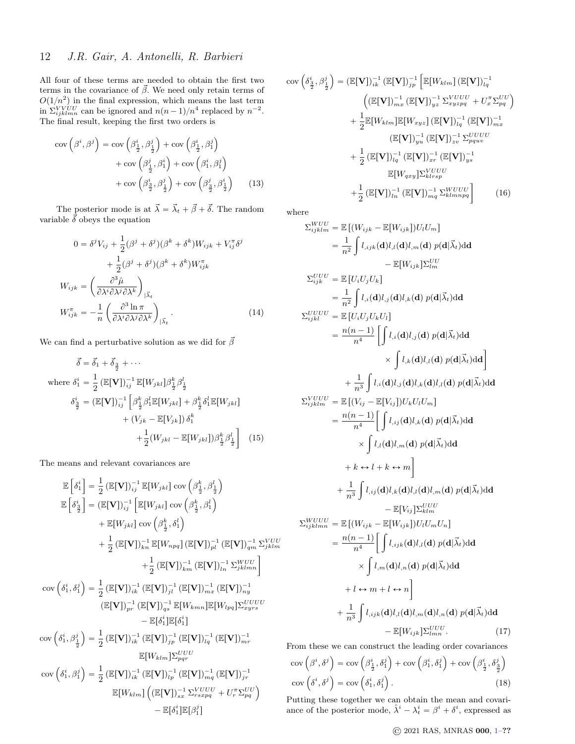All four of these terms are needed to obtain the first two terms in the covariance of $\vec{\beta}$. We need only retain terms of $O(1/n^2)$ in the final expression, which means the last term in $\Sigma^{VVUU}_{ijklmn}$ can be ignored and $n(n-1)/n^4$ replaced by $n^{-2}$. The final result, keeping the first two orders is

$$
\begin{aligned}
\mathrm{cov}\left(\beta^i,\beta^j\right) &= \mathrm{cov}\left(\beta^i_{\frac{1}{2}},\beta^j_{\frac{1}{2}}\right) + \mathrm{cov}\left(\beta^i_{\frac{1}{2}},\beta^j_1\right) \\
&+ \mathrm{cov}\left(\beta^j_{\frac{1}{2}},\beta^i_1\right) + \mathrm{cov}\left(\beta^i_1,\beta^j_1\right) \\
&+ \mathrm{cov}\left(\beta^i_{\frac{3}{2}},\beta^j_{\frac{1}{2}}\right) + \mathrm{cov}\left(\beta^j_{\frac{3}{2}},\beta^i_{\frac{1}{2}}\right) \qquad (13)
\end{aligned}
$$

The posterior mode is at $\vec{\lambda} = \vec{\lambda}_t + \vec{\beta} + \vec{\delta}$. The random variable $\vec{\delta}$ obeys the equation

$$
\begin{aligned}
0 &= \delta^j V_{ij} + \frac{1}{2}(\beta^j+\delta^j)(\beta^k+\delta^k)W_{ijk} + V^\pi_{ij}\delta^j \\
&+ \frac{1}{2}(\beta^j+\delta^j)(\beta^k+\delta^k)W^\pi_{ijk} \\
W_{ijk} &= \left(\frac{\partial^3\hat{\mu}}{\partial\lambda^i\partial\lambda^j\partial\lambda^k}\right)_{|\vec{\lambda}_t} \\
W^\pi_{ijk} &= -\frac{1}{n}\left(\frac{\partial^3\ln\pi}{\partial\lambda^i\partial\lambda^j\partial\lambda^k}\right)_{|\vec{\lambda}_t}. \qquad (14)
\end{aligned}
$$

We can find a perturbative solution as we did for $\vec{\beta}$

$$
\begin{aligned}
\vec{\delta} &= \vec{\delta}_1 + \vec{\delta}_{\frac{3}{2}} + \cdots \\
\text{where } \delta^i_1 &= \frac{1}{2}\left(\mathbb{E}[\mathbf{V}]\right)^{-1}_{ij}\mathbb{E}[W_{jkl}]\beta^k_{\frac{1}{2}}\beta^l_{\frac{1}{2}} \\
\delta^i_{\frac{3}{2}} &= \left(\mathbb{E}[\mathbf{V}]\right)^{-1}_{ij}\Big[\beta^k_{\frac{1}{2}}\beta^l_1\mathbb{E}[W_{jkl}] + \beta^k_{\frac{1}{2}}\delta^l_1\mathbb{E}[W_{jkl}] \\
&+ \left(V_{jk}-\mathbb{E}[V_{jk}]\right)\delta^k_1 \\
&+ \frac{1}{2}(W_{jkl}-\mathbb{E}[W_{jkl}])\beta^k_{\frac{1}{2}}\beta^l_{\frac{1}{2}}\Big] \qquad (15)
\end{aligned}
$$

The means and relevant covariances are

$$
\begin{aligned}
\mathbb{E}\left[\delta^i_1\right] &= \frac{1}{2}\left(\mathbb{E}[\mathbf{V}]\right)^{-1}_{ij}\mathbb{E}[W_{jkl}]\,\mathrm{cov}\left(\beta^k_{\frac{1}{2}},\beta^l_{\frac{1}{2}}\right) \\
\mathbb{E}\left[\delta^i_{\frac{3}{2}}\right] &= \left(\mathbb{E}[\mathbf{V}]\right)^{-1}_{ij}\Big[\mathbb{E}[W_{jkl}]\,\mathrm{cov}\left(\beta^k_{\frac{1}{2}},\beta^l_1\right) \\
&+ \mathbb{E}[W_{jkl}]\,\mathrm{cov}\left(\beta^k_{\frac{1}{2}},\delta^l_1\right) \\
&+ \frac{1}{2}\left(\mathbb{E}[\mathbf{V}]\right)^{-1}_{kn}\mathbb{E}[W_{npq}]\left(\mathbb{E}[\mathbf{V}]\right)^{-1}_{pl}\left(\mathbb{E}[\mathbf{V}]\right)^{-1}_{qm}\Sigma^{VUU}_{jklm} \\
&+ \frac{1}{2}\left(\mathbb{E}[\mathbf{V}]\right)^{-1}_{km}\left(\mathbb{E}[\mathbf{V}]\right)^{-1}_{ln}\Sigma^{WUU}_{jklmn}\Big] \\
\mathrm{cov}\left(\delta^i_1,\delta^j_1\right) &= \frac{1}{2}\left(\mathbb{E}[\mathbf{V}]\right)^{-1}_{ik}\left(\mathbb{E}[\mathbf{V}]\right)^{-1}_{jl}\left(\mathbb{E}[\mathbf{V}]\right)^{-1}_{mx}\left(\mathbb{E}[\mathbf{V}]\right)^{-1}_{ny} \\
&\left(\mathbb{E}[\mathbf{V}]\right)^{-1}_{pr}\left(\mathbb{E}[\mathbf{V}]\right)^{-1}_{qs}\mathbb{E}[W_{kmn}]\mathbb{E}[W_{lpq}]\Sigma^{UUUU}_{xyrs} \\
&- \mathbb{E}[\delta^i_1]\mathbb{E}[\delta^i_1] \\
\mathrm{cov}\left(\delta^i_1,\beta^j_{\frac{1}{2}}\right) &= \frac{1}{2}\left(\mathbb{E}[\mathbf{V}]\right)^{-1}_{ik}\left(\mathbb{E}[\mathbf{V}]\right)^{-1}_{jp}\left(\mathbb{E}[\mathbf{V}]\right)^{-1}_{lq}\left(\mathbb{E}[\mathbf{V}]\right)^{-1}_{mr} \\
&\mathbb{E}[W_{klm}]\Sigma^{UUU}_{pqr} \\
\mathrm{cov}\left(\delta^i_1,\beta^j_1\right) &= \frac{1}{2}\left(\mathbb{E}[\mathbf{V}]\right)^{-1}_{ik}\left(\mathbb{E}[\mathbf{V}]\right)^{-1}_{lp}\left(\mathbb{E}[\mathbf{V}]\right)^{-1}_{mq}\left(\mathbb{E}[\mathbf{V}]\right)^{-1}_{jr} \\
&\mathbb{E}[W_{klm}]\left(\left(\mathbb{E}[\mathbf{V}]\right)^{-1}_{sx}\Sigma^{VUUU}_{rsxpq} + U^\pi_r\Sigma^{UU}_{pq}\right) \\
&- \mathbb{E}[\delta^i_1]\mathbb{E}[\beta^j_1]
\end{aligned}
$$

$$
\begin{aligned}
\mathrm{cov}\left(\delta^i_{\frac{3}{2}},\beta^j_{\frac{1}{2}}\right) &= \left(\mathbb{E}[\mathbf{V}]\right)^{-1}_{ik}\left(\mathbb{E}[\mathbf{V}]\right)^{-1}_{jp}\Big[\mathbb{E}[W_{klm}]\left(\mathbb{E}[\mathbf{V}]\right)^{-1}_{lq} \\
&\left(\left(\mathbb{E}[\mathbf{V}]\right)^{-1}_{mx}\left(\mathbb{E}[\mathbf{V}]\right)^{-1}_{yz}\Sigma^{VUUU}_{xyzpq} + U^\pi_x\Sigma^{UU}_{pq}\right) \\
&+ \frac{1}{2}\mathbb{E}[W_{klm}]\mathbb{E}[W_{xyz}]\left(\mathbb{E}[\mathbf{V}]\right)^{-1}_{lq}\left(\mathbb{E}[\mathbf{V}]\right)^{-1}_{mx} \\
&\left(\mathbb{E}[\mathbf{V}]\right)^{-1}_{yu}\left(\mathbb{E}[\mathbf{V}]\right)^{-1}_{zv}\Sigma^{UUUU}_{pquv} \\
&+ \frac{1}{2}\left(\mathbb{E}[\mathbf{V}]\right)^{-1}_{lq}\left(\mathbb{E}[\mathbf{V}]\right)^{-1}_{xr}\left(\mathbb{E}[\mathbf{V}]\right)^{-1}_{ys} \\
&\mathbb{E}[W_{qxy}]\Sigma^{VUUU}_{klrsp} \\
&+ \frac{1}{2}\left(\mathbb{E}[\mathbf{V}]\right)^{-1}_{ln}\left(\mathbb{E}[\mathbf{V}]\right)^{-1}_{mq}\Sigma^{WUUU}_{klmnpq}\Big] \qquad (16)
\end{aligned}
$$

where

$$
\begin{aligned}
\Sigma^{WUU}_{ijklm} &= \mathbb{E}\left[(W_{ijk}-\mathbb{E}[W_{ijk}])U_lU_m\right] \\
&= \frac{1}{n^2}\int l_{,ijk}(\mathbf{d})l_{,l}(\mathbf{d})l_{,m}(\mathbf{d})\;p(\mathbf{d}|\vec{\lambda}_t)\mathrm{d}\mathbf{d} \\
&- \mathbb{E}[W_{ijk}]\Sigma^{UU}_{lm} \\
\Sigma^{UUU}_{ijk} &= \mathbb{E}\left[U_iU_jU_k\right] \\
&= \frac{1}{n^2}\int l_{,i}(\mathbf{d})l_{,j}(\mathbf{d})l_{,k}(\mathbf{d})\;p(\mathbf{d}|\vec{\lambda}_t)\mathrm{d}\mathbf{d} \\
\Sigma^{UUUU}_{ijkl} &= \mathbb{E}\left[U_iU_jU_kU_l\right] \\
&= \frac{n(n-1)}{n^4}\left[\int l_{,i}(\mathbf{d})l_{,j}(\mathbf{d})\;p(\mathbf{d}|\vec{\lambda}_t)\mathrm{d}\mathbf{d}\right. \\
&\left.\times\int l_{,k}(\mathbf{d})l_{,l}(\mathbf{d})\;p(\mathbf{d}|\vec{\lambda}_t)\mathrm{d}\mathbf{d}\right] \\
&+ \frac{1}{n^3}\int l_{,i}(\mathbf{d})l_{,j}(\mathbf{d})l_{,k}(\mathbf{d})l_{,l}(\mathbf{d})\;p(\mathbf{d}|\vec{\lambda}_t)\mathrm{d}\mathbf{d} \\
\Sigma^{VUUU}_{ijklm} &= \mathbb{E}\left[(V_{ij}-\mathbb{E}[V_{ij}])U_kU_lU_m\right] \\
&= \frac{n(n-1)}{n^4}\Big[\int l_{,ij}(\mathbf{d})l_{,k}(\mathbf{d})\;p(\mathbf{d}|\vec{\lambda}_t)\mathrm{d}\mathbf{d} \\
&\times\int l_{,l}(\mathbf{d})l_{,m}(\mathbf{d})\;p(\mathbf{d}|\vec{\lambda}_t)\mathrm{d}\mathbf{d} \\
&+ k\leftrightarrow l + k\leftrightarrow m\Big] \\
&+ \frac{1}{n^3}\int l_{,ij}(\mathbf{d})l_{,k}(\mathbf{d})l_{,l}(\mathbf{d})l_{,m}(\mathbf{d})\;p(\mathbf{d}|\vec{\lambda}_t)\mathrm{d}\mathbf{d} \\
&- \mathbb{E}[V_{ij}]\Sigma^{UUU}_{klm} \\
\Sigma^{WUUU}_{ijklmn} &= \mathbb{E}\left[(W_{ijk}-\mathbb{E}[W_{ijk}])U_lU_mU_n\right] \\
&= \frac{n(n-1)}{n^4}\Big[\int l_{,ijk}(\mathbf{d})l_{,l}(\mathbf{d})\;p(\mathbf{d}|\vec{\lambda}_t)\mathrm{d}\mathbf{d} \\
&\times\int l_{,m}(\mathbf{d})l_{,n}(\mathbf{d})\;p(\mathbf{d}|\vec{\lambda}_t)\mathrm{d}\mathbf{d} \\
&+ l\leftrightarrow m + l\leftrightarrow n\Big] \\
&+ \frac{1}{n^3}\int l_{,ijk}(\mathbf{d})l_{,l}(\mathbf{d})l_{,m}(\mathbf{d})l_{,n}(\mathbf{d})\;p(\mathbf{d}|\vec{\lambda}_t)\mathrm{d}\mathbf{d} \\
&- \mathbb{E}[W_{ijk}]\Sigma^{UUU}_{lmn}. \qquad (17)
\end{aligned}
$$

From these we can construct the leading order covariances

$$
\begin{aligned}
\mathrm{cov}\left(\beta^i,\delta^j\right) &= \mathrm{cov}\left(\beta^i_{\frac{1}{2}},\delta^j_1\right) + \mathrm{cov}\left(\beta^i_1,\delta^j_1\right) + \mathrm{cov}\left(\beta^i_{\frac{1}{2}},\delta^j_{\frac{3}{2}}\right) \\
\mathrm{cov}\left(\delta^i,\delta^j\right) &= \mathrm{cov}\left(\delta^i_1,\delta^j_1\right). \qquad (18)
\end{aligned}
$$

Putting these together we can obtain the mean and covariance of the posterior mode, $\hat{\lambda}^i - \lambda^i_t = \beta^i + \delta^i$, expressed as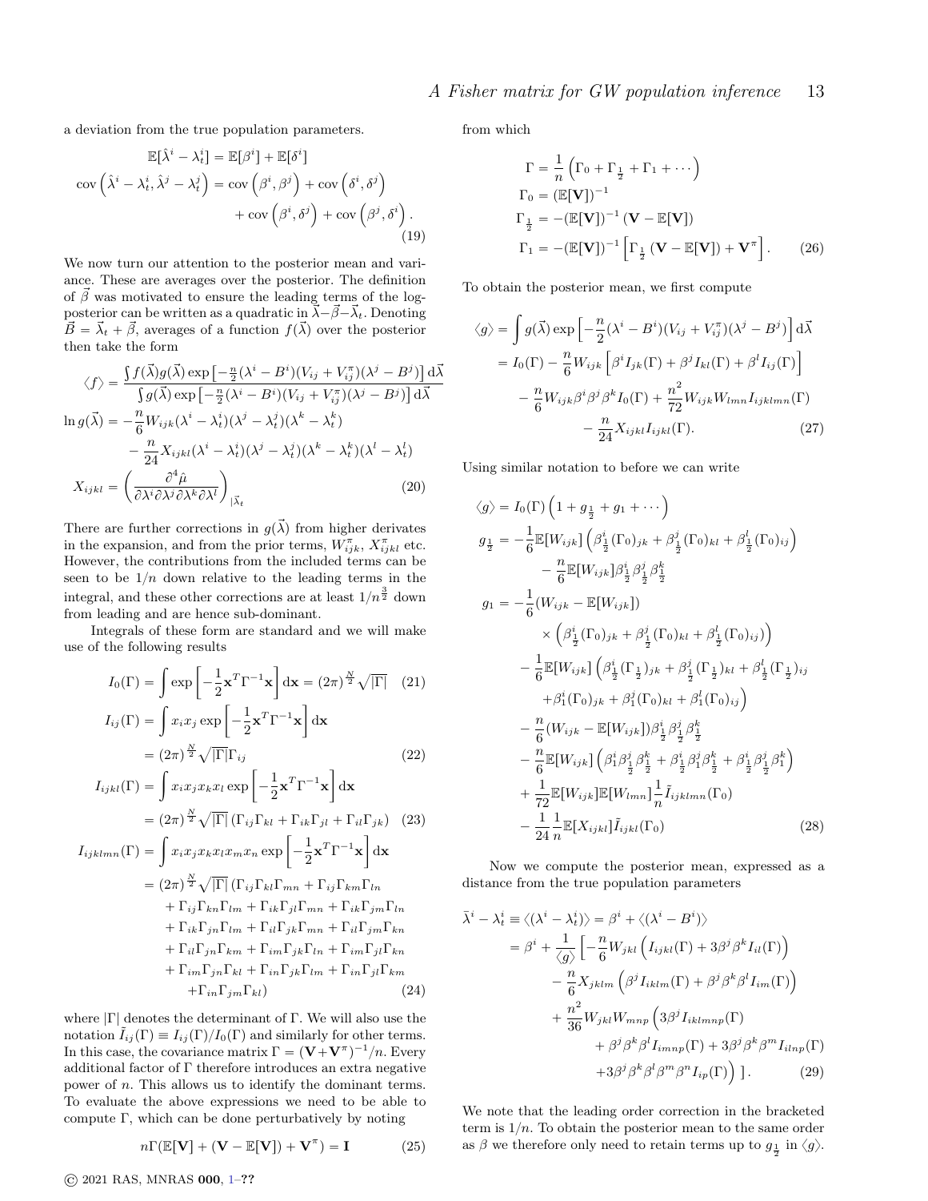a deviation from the true population parameters.

$$\mathbb{E}[\hat{\lambda}^i - \lambda_t^i] = \mathbb{E}[\beta^i] + \mathbb{E}[\delta^i]$$

$$\mathrm{cov}\left(\hat{\lambda}^i - \lambda_t^i, \hat{\lambda}^j - \lambda_t^j\right) = \mathrm{cov}\left(\beta^i, \beta^j\right) + \mathrm{cov}\left(\delta^i, \delta^j\right) + \mathrm{cov}\left(\beta^i, \delta^j\right) + \mathrm{cov}\left(\beta^j, \delta^i\right). \tag{19}$$

We now turn our attention to the posterior mean and variance. These are averages over the posterior. The definition of $\vec{\beta}$ was motivated to ensure the leading terms of the log-posterior can be written as a quadratic in $\vec{\lambda} - \vec{\beta} - \vec{\lambda}_t$. Denoting $\vec{B} = \vec{\lambda}_t + \vec{\beta}$, averages of a function $f(\vec{\lambda})$ over the posterior then take the form

$$\langle f \rangle = \frac{\int f(\vec{\lambda}) g(\vec{\lambda}) \exp\left[-\frac{n}{2}(\lambda^i - B^i)(V_{ij} + V^\pi_{ij})(\lambda^j - B^j)\right] \mathrm{d}\vec{\lambda}}{\int g(\vec{\lambda}) \exp\left[-\frac{n}{2}(\lambda^i - B^i)(V_{ij} + V^\pi_{ij})(\lambda^j - B^j)\right] \mathrm{d}\vec{\lambda}}$$

$$\ln g(\vec{\lambda}) = -\frac{n}{6} W_{ijk}(\lambda^i - \lambda^i_t)(\lambda^j - \lambda^j_t)(\lambda^k - \lambda^k_t) - \frac{n}{24} X_{ijkl}(\lambda^i - \lambda^i_t)(\lambda^j - \lambda^j_t)(\lambda^k - \lambda^k_t)(\lambda^l - \lambda^l_t)$$

$$X_{ijkl} = \left(\frac{\partial^4 \hat{\mu}}{\partial\lambda^i \partial\lambda^j \partial\lambda^k \partial\lambda^l}\right)_{|\vec{\lambda}_t} \tag{20}$$

There are further corrections in $g(\vec{\lambda})$ from higher derivates in the expansion, and from the prior terms, $W^\pi_{ijk}$, $X^\pi_{ijkl}$ etc. However, the contributions from the included terms can be seen to be $1/n$ down relative to the leading terms in the integral, and these other corrections are at least $1/n^{\frac{3}{2}}$ down from leading and are hence sub-dominant.

Integrals of these form are standard and we will make use of the following results

$$I_0(\Gamma) = \int \exp\left[-\frac{1}{2}\mathbf{x}^T \Gamma^{-1} \mathbf{x}\right] \mathrm{d}\mathbf{x} = (2\pi)^{\frac{N}{2}} \sqrt{|\Gamma|} \tag{21}$$

$$I_{ij}(\Gamma) = \int x_i x_j \exp\left[-\frac{1}{2}\mathbf{x}^T \Gamma^{-1} \mathbf{x}\right] \mathrm{d}\mathbf{x} = (2\pi)^{\frac{N}{2}} \sqrt{|\Gamma|}\Gamma_{ij} \tag{22}$$

$$I_{ijkl}(\Gamma) = \int x_i x_j x_k x_l \exp\left[-\frac{1}{2}\mathbf{x}^T \Gamma^{-1} \mathbf{x}\right] \mathrm{d}\mathbf{x} = (2\pi)^{\frac{N}{2}} \sqrt{|\Gamma|}\left(\Gamma_{ij}\Gamma_{kl} + \Gamma_{ik}\Gamma_{jl} + \Gamma_{il}\Gamma_{jk}\right) \tag{23}$$

$$\begin{aligned}
I_{ijklmn}(\Gamma) &= \int x_i x_j x_k x_l x_m x_n \exp\left[-\frac{1}{2}\mathbf{x}^T \Gamma^{-1} \mathbf{x}\right] \mathrm{d}\mathbf{x} \\
&= (2\pi)^{\frac{N}{2}} \sqrt{|\Gamma|}\left(\Gamma_{ij}\Gamma_{kl}\Gamma_{mn} + \Gamma_{ij}\Gamma_{km}\Gamma_{ln}\right. \\
&\quad + \Gamma_{ij}\Gamma_{kn}\Gamma_{lm} + \Gamma_{ik}\Gamma_{jl}\Gamma_{mn} + \Gamma_{ik}\Gamma_{jm}\Gamma_{ln} \\
&\quad + \Gamma_{ik}\Gamma_{jn}\Gamma_{lm} + \Gamma_{il}\Gamma_{jk}\Gamma_{mn} + \Gamma_{il}\Gamma_{jm}\Gamma_{kn} \\
&\quad + \Gamma_{il}\Gamma_{jn}\Gamma_{km} + \Gamma_{im}\Gamma_{jk}\Gamma_{ln} + \Gamma_{im}\Gamma_{jl}\Gamma_{kn} \\
&\quad + \Gamma_{im}\Gamma_{jn}\Gamma_{kl} + \Gamma_{in}\Gamma_{jk}\Gamma_{lm} + \Gamma_{in}\Gamma_{jl}\Gamma_{km} \\
&\quad \left. + \Gamma_{in}\Gamma_{jm}\Gamma_{kl}\right)
\end{aligned} \tag{24}$$

where $|\Gamma|$ denotes the determinant of $\Gamma$. We will also use the notation $\tilde{I}_{ij}(\Gamma) \equiv I_{ij}(\Gamma)/I_0(\Gamma)$ and similarly for other terms. In this case, the covariance matrix $\Gamma = (\mathbf{V} + \mathbf{V}^\pi)^{-1}/n$. Every additional factor of $\Gamma$ therefore introduces an extra negative power of $n$. This allows us to identify the dominant terms. To evaluate the above expressions we need to be able to compute $\Gamma$, which can be done perturbatively by noting

$$n\Gamma(\mathbb{E}[\mathbf{V}] + (\mathbf{V} - \mathbb{E}[\mathbf{V}]) + \mathbf{V}^\pi) = \mathbf{I} \tag{25}$$

from which

$$\begin{aligned}
\Gamma &= \frac{1}{n}\left(\Gamma_0 + \Gamma_{\frac{1}{2}} + \Gamma_1 + \cdots\right) \\
\Gamma_0 &= \left(\mathbb{E}[\mathbf{V}]\right)^{-1} \\
\Gamma_{\frac{1}{2}} &= -\left(\mathbb{E}[\mathbf{V}]\right)^{-1}\left(\mathbf{V} - \mathbb{E}[\mathbf{V}]\right) \\
\Gamma_1 &= -\left(\mathbb{E}[\mathbf{V}]\right)^{-1}\left[\Gamma_{\frac{1}{2}}\left(\mathbf{V} - \mathbb{E}[\mathbf{V}]\right) + \mathbf{V}^\pi\right].
\end{aligned} \tag{26}$$

To obtain the posterior mean, we first compute

$$\begin{aligned}
\langle g \rangle &= \int g(\vec{\lambda}) \exp\left[-\frac{n}{2}(\lambda^i - B^i)(V_{ij} + V^\pi_{ij})(\lambda^j - B^j)\right] \mathrm{d}\vec{\lambda} \\
&= I_0(\Gamma) - \frac{n}{6} W_{ijk}\left[\beta^i I_{jk}(\Gamma) + \beta^j I_{kl}(\Gamma) + \beta^l I_{ij}(\Gamma)\right] \\
&\quad - \frac{n}{6} W_{ijk}\beta^i\beta^j\beta^k I_0(\Gamma) + \frac{n^2}{72} W_{ijk} W_{lmn} I_{ijklmn}(\Gamma) \\
&\quad - \frac{n}{24} X_{ijkl} I_{ijkl}(\Gamma).
\end{aligned} \tag{27}$$

Using similar notation to before we can write

$$\begin{aligned}
\langle g \rangle &= I_0(\Gamma)\left(1 + g_{\frac{1}{2}} + g_1 + \cdots\right) \\
g_{\frac{1}{2}} &= -\frac{1}{6}\mathbb{E}[W_{ijk}]\left(\beta^i_{\frac{1}{2}}(\Gamma_0)_{jk} + \beta^j_{\frac{1}{2}}(\Gamma_0)_{kl} + \beta^l_{\frac{1}{2}}(\Gamma_0)_{ij}\right) \\
&\quad - \frac{n}{6}\mathbb{E}[W_{ijk}]\beta^i_{\frac{1}{2}}\beta^j_{\frac{1}{2}}\beta^k_{\frac{1}{2}} \\
g_1 &= -\frac{1}{6}(W_{ijk} - \mathbb{E}[W_{ijk}]) \\
&\quad \times \left(\beta^i_{\frac{1}{2}}(\Gamma_0)_{jk} + \beta^j_{\frac{1}{2}}(\Gamma_0)_{kl} + \beta^l_{\frac{1}{2}}(\Gamma_0)_{ij}\right) \\
&\quad - \frac{1}{6}\mathbb{E}[W_{ijk}]\left(\beta^i_{\frac{1}{2}}(\Gamma_{\frac{1}{2}})_{jk} + \beta^j_{\frac{1}{2}}(\Gamma_{\frac{1}{2}})_{kl} + \beta^l_{\frac{1}{2}}(\Gamma_{\frac{1}{2}})_{ij}\right. \\
&\quad \left. + \beta^i_1(\Gamma_0)_{jk} + \beta^j_1(\Gamma_0)_{kl} + \beta^l_1(\Gamma_0)_{ij}\right) \\
&\quad - \frac{n}{6}(W_{ijk} - \mathbb{E}[W_{ijk}])\beta^i_{\frac{1}{2}}\beta^j_{\frac{1}{2}}\beta^k_{\frac{1}{2}} \\
&\quad - \frac{n}{6}\mathbb{E}[W_{ijk}]\left(\beta^i_1\beta^j_{\frac{1}{2}}\beta^k_{\frac{1}{2}} + \beta^i_{\frac{1}{2}}\beta^j_1\beta^k_{\frac{1}{2}} + \beta^i_{\frac{1}{2}}\beta^j_{\frac{1}{2}}\beta^k_1\right) \\
&\quad + \frac{1}{72}\mathbb{E}[W_{ijk}]\mathbb{E}[W_{lmn}]\frac{1}{n}\tilde{I}_{ijklmn}(\Gamma_0) \\
&\quad - \frac{1}{24}\frac{1}{n}\mathbb{E}[X_{ijkl}]\tilde{I}_{ijkl}(\Gamma_0)
\end{aligned} \tag{28}$$

Now we compute the posterior mean, expressed as a distance from the true population parameters

$$\begin{aligned}
\bar{\lambda}^i - \lambda^i_t &\equiv \langle(\lambda^i - \lambda^i_t)\rangle = \beta^i + \langle(\lambda^i - B^i)\rangle \\
&= \beta^i + \frac{1}{\langle g \rangle}\left[-\frac{n}{6}W_{jkl}\left(I_{ijkl}(\Gamma) + 3\beta^j\beta^k I_{il}(\Gamma)\right)\right. \\
&\quad - \frac{n}{6}X_{jklm}\left(\beta^j I_{iklm}(\Gamma) + \beta^j\beta^k\beta^l I_{im}(\Gamma)\right) \\
&\quad + \frac{n^2}{36}W_{jkl}W_{mnp}\left(3\beta^j I_{iklmnp}(\Gamma)\right. \\
&\quad + \beta^j\beta^k\beta^l I_{imnp}(\Gamma) + 3\beta^j\beta^k\beta^m I_{ilnp}(\Gamma) \\
&\quad \left.\left. + 3\beta^j\beta^k\beta^l\beta^m\beta^n I_{ip}(\Gamma)\right)\right].
\end{aligned} \tag{29}$$

We note that the leading order correction in the bracketed term is $1/n$. To obtain the posterior mean to the same order as $\beta$ we therefore only need to retain terms up to $g_{\frac{1}{2}}$ in $\langle g \rangle$.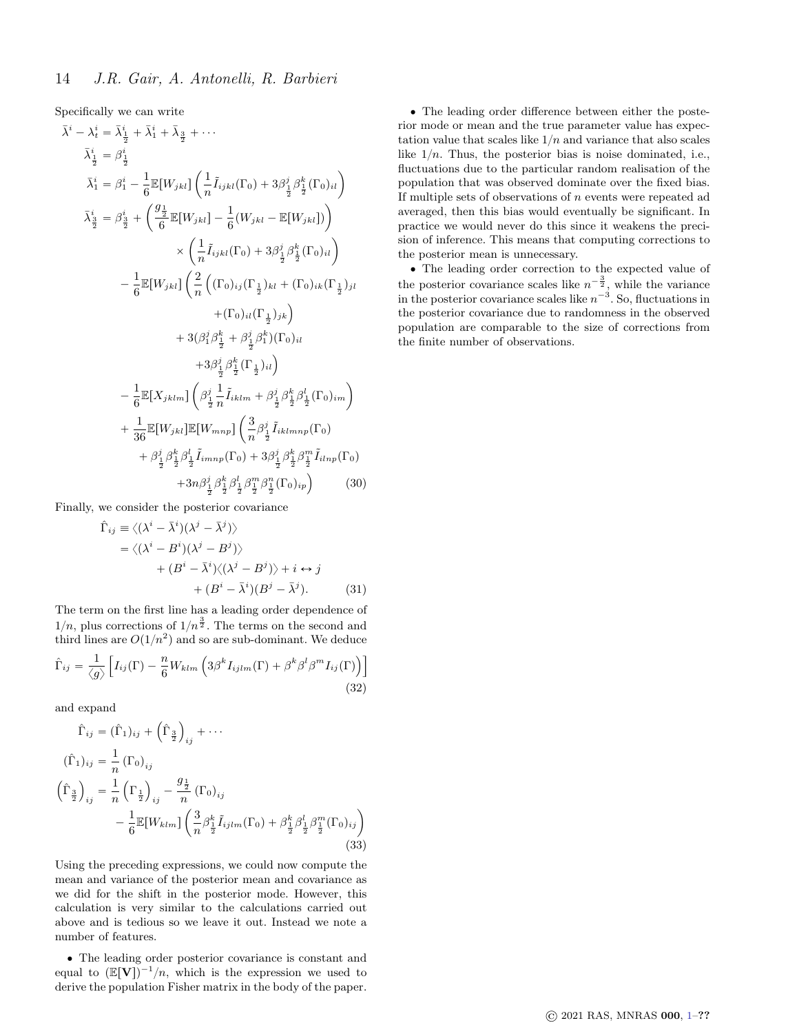Specifically we can write

$$
\begin{aligned}
\bar{\lambda}^i - \lambda^i_t &= \bar{\lambda}^i_{\frac{1}{2}} + \bar{\lambda}^i_1 + \bar{\lambda}_{\frac{3}{2}} + \cdots \\
\bar{\lambda}^i_{\frac{1}{2}} &= \beta^i_{\frac{1}{2}} \\
\bar{\lambda}^i_1 &= \beta^i_1 - \frac{1}{6}\mathbb{E}[W_{jkl}]\left(\frac{1}{n}\tilde{I}_{ijkl}(\Gamma_0) + 3\beta^j_{\frac{1}{2}}\beta^k_{\frac{1}{2}}(\Gamma_0)_{il}\right) \\
\bar{\lambda}^i_{\frac{3}{2}} &= \beta^i_{\frac{3}{2}} + \left(\frac{g_{\frac{1}{2}}}{6}\mathbb{E}[W_{jkl}] - \frac{1}{6}(W_{jkl} - \mathbb{E}[W_{jkl}])\right) \\
&\qquad \times \left(\frac{1}{n}\tilde{I}_{ijkl}(\Gamma_0) + 3\beta^j_{\frac{1}{2}}\beta^k_{\frac{1}{2}}(\Gamma_0)_{il}\right) \\
&\quad - \frac{1}{6}\mathbb{E}[W_{jkl}]\left(\frac{2}{n}\left((\Gamma_0)_{ij}(\Gamma_{\frac{1}{2}})_{kl} + (\Gamma_0)_{ik}(\Gamma_{\frac{1}{2}})_{jl} \right.\right. \\
&\qquad \left. + (\Gamma_0)_{il}(\Gamma_{\frac{1}{2}})_{jk}\right) \\
&\qquad + 3(\beta^j_1\beta^k_{\frac{1}{2}} + \beta^j_{\frac{1}{2}}\beta^k_1)(\Gamma_0)_{il} \\
&\qquad \left. + 3\beta^j_{\frac{1}{2}}\beta^k_{\frac{1}{2}}(\Gamma_{\frac{1}{2}})_{il}\right) \\
&\quad - \frac{1}{6}\mathbb{E}[X_{jklm}]\left(\beta^j_{\frac{1}{2}}\frac{1}{n}\tilde{I}_{iklm} + \beta^j_{\frac{1}{2}}\beta^k_{\frac{1}{2}}\beta^l_{\frac{1}{2}}(\Gamma_0)_{im}\right) \\
&\quad + \frac{1}{36}\mathbb{E}[W_{jkl}]\mathbb{E}[W_{mnp}]\left(\frac{3}{n}\beta^j_{\frac{1}{2}}\tilde{I}_{iklmnp}(\Gamma_0) \right. \\
&\qquad + \beta^j_{\frac{1}{2}}\beta^k_{\frac{1}{2}}\beta^l_{\frac{1}{2}}\tilde{I}_{imnp}(\Gamma_0) + 3\beta^j_{\frac{1}{2}}\beta^k_{\frac{1}{2}}\beta^m_{\frac{1}{2}}\tilde{I}_{ilnp}(\Gamma_0) \\
&\qquad \left. + 3n\beta^j_{\frac{1}{2}}\beta^k_{\frac{1}{2}}\beta^l_{\frac{1}{2}}\beta^m_{\frac{1}{2}}\beta^n_{\frac{1}{2}}(\Gamma_0)_{ip}\right)
\end{aligned}
\tag{30}
$$

Finally, we consider the posterior covariance

$$
\begin{aligned}
\hat{\Gamma}_{ij} &\equiv \langle(\lambda^i - \bar{\lambda}^i)(\lambda^j - \bar{\lambda}^j)\rangle \\
&= \langle(\lambda^i - B^i)(\lambda^j - B^j)\rangle \\
&\quad + (B^i - \bar{\lambda}^i)\langle(\lambda^j - B^j)\rangle + i \leftrightarrow j \\
&\qquad + (B^i - \bar{\lambda}^i)(B^j - \bar{\lambda}^j).
\end{aligned}
\tag{31}
$$

The term on the first line has a leading order dependence of $1/n$, plus corrections of $1/n^{\frac{3}{2}}$. The terms on the second and third lines are $O(1/n^2)$ and so are sub-dominant. We deduce

$$
\hat{\Gamma}_{ij} = \frac{1}{\langle g\rangle}\left[I_{ij}(\Gamma) - \frac{n}{6}W_{klm}\left(3\beta^k I_{ijlm}(\Gamma) + \beta^k\beta^l\beta^m I_{ij}(\Gamma)\right)\right]
\tag{32}
$$

and expand

$$
\begin{aligned}
\hat{\Gamma}_{ij} &= (\hat{\Gamma}_1)_{ij} + \left(\hat{\Gamma}_{\frac{3}{2}}\right)_{ij} + \cdots \\
(\hat{\Gamma}_1)_{ij} &= \frac{1}{n}(\Gamma_0)_{ij} \\
\left(\hat{\Gamma}_{\frac{3}{2}}\right)_{ij} &= \frac{1}{n}\left(\Gamma_{\frac{1}{2}}\right)_{ij} - \frac{g_{\frac{1}{2}}}{n}(\Gamma_0)_{ij} \\
&\quad - \frac{1}{6}\mathbb{E}[W_{klm}]\left(\frac{3}{n}\beta^k_{\frac{1}{2}}\tilde{I}_{ijlm}(\Gamma_0) + \beta^k_{\frac{1}{2}}\beta^l_{\frac{1}{2}}\beta^m_{\frac{1}{2}}(\Gamma_0)_{ij}\right)
\end{aligned}
\tag{33}
$$

Using the preceding expressions, we could now compute the mean and variance of the posterior mean and covariance as we did for the shift in the posterior mode. However, this calculation is very similar to the calculations carried out above and is tedious so we leave it out. Instead we note a number of features.

- The leading order posterior covariance is constant and equal to $(\mathbb{E}[\mathbf{V}])^{-1}/n$, which is the expression we used to derive the population Fisher matrix in the body of the paper.
- The leading order difference between either the posterior mode or mean and the true parameter value has expectation value that scales like $1/n$ and variance that also scales like $1/n$. Thus, the posterior bias is noise dominated, i.e., fluctuations due to the particular random realisation of the population that was observed dominate over the fixed bias. If multiple sets of observations of $n$ events were repeated ad averaged, then this bias would eventually be significant. In practice we would never do this since it weakens the precision of inference. This means that computing corrections to the posterior mean is unnecessary.
- The leading order correction to the expected value of the posterior covariance scales like $n^{-\frac{3}{2}}$, while the variance in the posterior covariance scales like $n^{-3}$. So, fluctuations in the posterior covariance due to randomness in the observed population are comparable to the size of corrections from the finite number of observations.